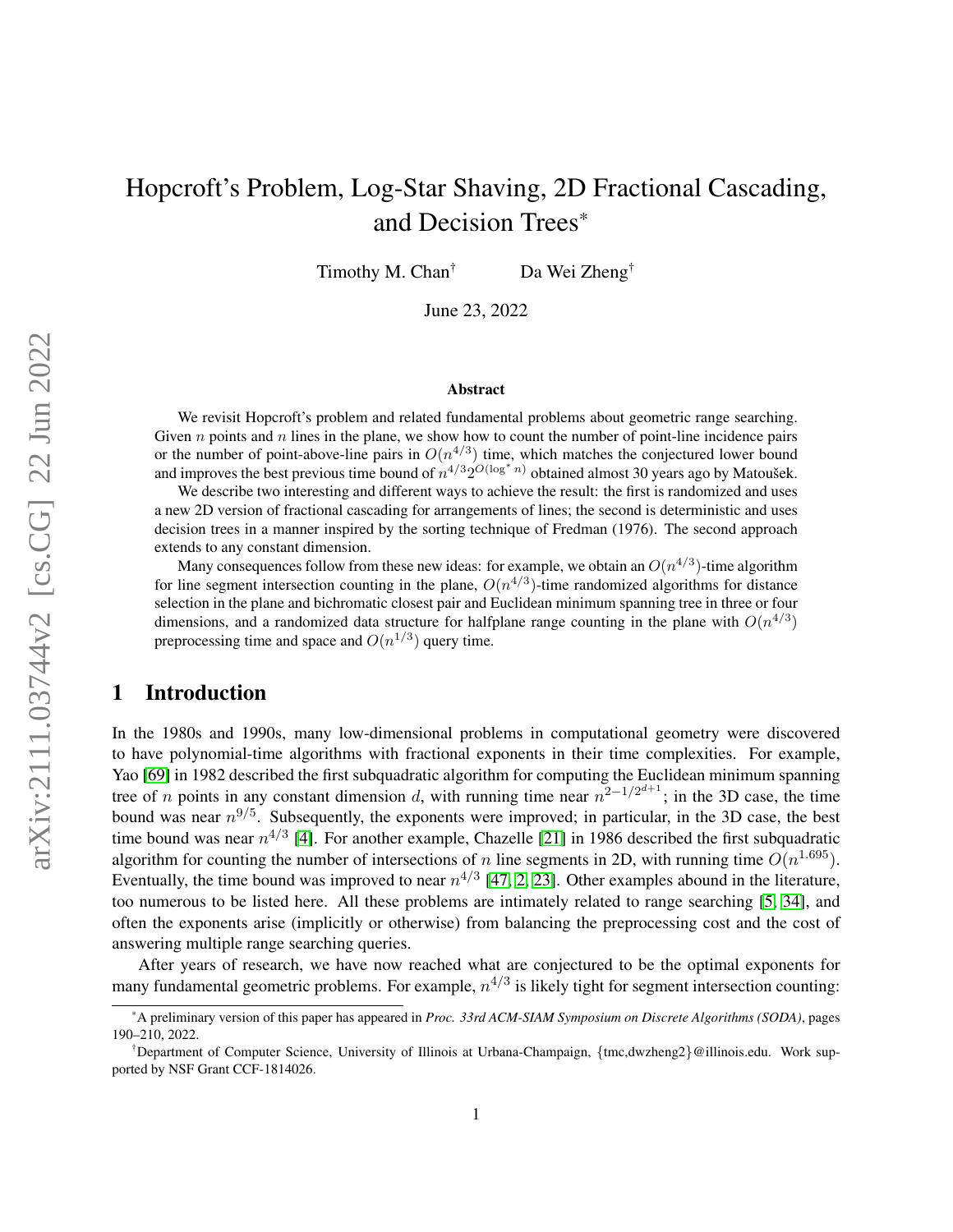# Hopcroft's Problem, Log-Star Shaving, 2D Fractional Cascading, and Decision Trees*

Timothy M. Chan† Da Wei Zheng†

June 23, 2022

## Abstract

We revisit Hopcroft's problem and related fundamental problems about geometric range searching. Given $n$ points and $n$ lines in the plane, we show how to count the number of point-line incidence pairs or the number of point-above-line pairs in $O(n^{4/3})$ time, which matches the conjectured lower bound and improves the best previous time bound of $n^{4/3}2^{O(\log^* n)}$ obtained almost 30 years ago by Matoušek.

We describe two interesting and different ways to achieve the result: the first is randomized and uses a new 2D version of fractional cascading for arrangements of lines; the second is deterministic and uses decision trees in a manner inspired by the sorting technique of Fredman (1976). The second approach extends to any constant dimension.

Many consequences follow from these new ideas: for example, we obtain an $O(n^{4/3})$-time algorithm for line segment intersection counting in the plane, $O(n^{4/3})$-time randomized algorithms for distance selection in the plane and bichromatic closest pair and Euclidean minimum spanning tree in three or four dimensions, and a randomized data structure for halfplane range counting in the plane with $O(n^{4/3})$ preprocessing time and space and $O(n^{1/3})$ query time.

## 1 Introduction

In the 1980s and 1990s, many low-dimensional problems in computational geometry were discovered to have polynomial-time algorithms with fractional exponents in their time complexities. For example, Yao [69] in 1982 described the first subquadratic algorithm for computing the Euclidean minimum spanning tree of $n$ points in any constant dimension $d$, with running time near $n^{2-1/2^{d+1}}$; in the 3D case, the time bound was near $n^{9/5}$. Subsequently, the exponents were improved; in particular, in the 3D case, the best time bound was near $n^{4/3}$ [4]. For another example, Chazelle [21] in 1986 described the first subquadratic algorithm for counting the number of intersections of $n$ line segments in 2D, with running time $O(n^{1.695})$. Eventually, the time bound was improved to near $n^{4/3}$ [47, 2, 23]. Other examples abound in the literature, too numerous to be listed here. All these problems are intimately related to range searching [5, 34], and often the exponents arise (implicitly or otherwise) from balancing the preprocessing cost and the cost of answering multiple range searching queries.

After years of research, we have now reached what are conjectured to be the optimal exponents for many fundamental geometric problems. For example, $n^{4/3}$ is likely tight for segment intersection counting:

*A preliminary version of this paper has appeared in *Proc. 33rd ACM-SIAM Symposium on Discrete Algorithms (SODA)*, pages 190–210, 2022.

†Department of Computer Science, University of Illinois at Urbana-Champaign, {tmc,dwzheng2}@illinois.edu. Work supported by NSF Grant CCF-1814026.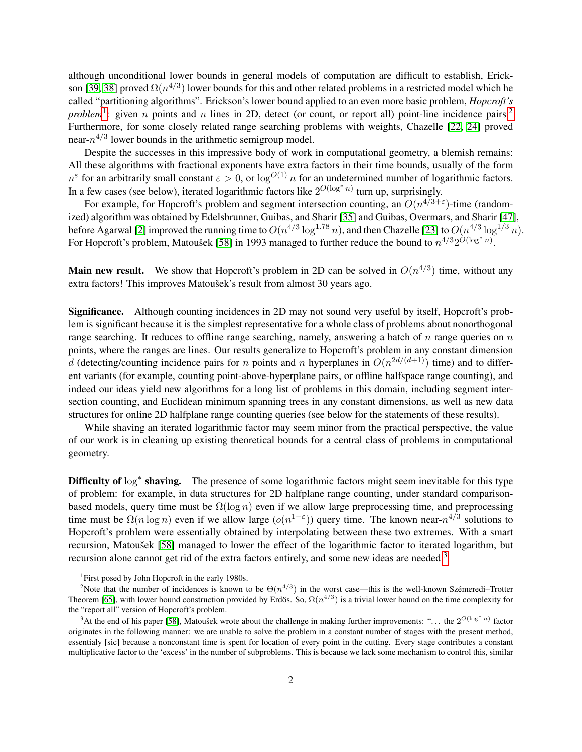although unconditional lower bounds in general models of computation are difficult to establish, Erickson [39, 38] proved $\Omega(n^{4/3})$ lower bounds for this and other related problems in a restricted model which he called "partitioning algorithms". Erickson's lower bound applied to an even more basic problem, *Hopcroft's problem*[1]: given $n$ points and $n$ lines in 2D, detect (or count, or report all) point-line incidence pairs.[2] Furthermore, for some closely related range searching problems with weights, Chazelle [22, 24] proved near-$n^{4/3}$ lower bounds in the arithmetic semigroup model.

Despite the successes in this impressive body of work in computational geometry, a blemish remains: All these algorithms with fractional exponents have extra factors in their time bounds, usually of the form $n^{\varepsilon}$ for an arbitrarily small constant $\varepsilon > 0$, or $\log^{O(1)} n$ for an undetermined number of logarithmic factors. In a few cases (see below), iterated logarithmic factors like $2^{O(\log^* n)}$ turn up, surprisingly.

For example, for Hopcroft's problem and segment intersection counting, an $O(n^{4/3+\varepsilon})$-time (randomized) algorithm was obtained by Edelsbrunner, Guibas, and Sharir [35] and Guibas, Overmars, and Sharir [47], before Agarwal [2] improved the running time to $O(n^{4/3} \log^{1.78} n)$, and then Chazelle [23] to $O(n^{4/3} \log^{1/3} n)$. For Hopcroft's problem, Matoušek [58] in 1993 managed to further reduce the bound to $n^{4/3} 2^{O(\log^* n)}$.

**Main new result.** We show that Hopcroft's problem in 2D can be solved in $O(n^{4/3})$ time, without any extra factors! This improves Matoušek's result from almost 30 years ago.

**Significance.** Although counting incidences in 2D may not sound very useful by itself, Hopcroft's problem is significant because it is the simplest representative for a whole class of problems about nonorthogonal range searching. It reduces to offline range searching, namely, answering a batch of $n$ range queries on $n$ points, where the ranges are lines. Our results generalize to Hopcroft's problem in any constant dimension $d$ (detecting/counting incidence pairs for $n$ points and $n$ hyperplanes in $O(n^{2d/(d+1)})$ time) and to different variants (for example, counting point-above-hyperplane pairs, or offline halfspace range counting), and indeed our ideas yield new algorithms for a long list of problems in this domain, including segment intersection counting, and Euclidean minimum spanning trees in any constant dimensions, as well as new data structures for online 2D halfplane range counting queries (see below for the statements of these results).

While shaving an iterated logarithmic factor may seem minor from the practical perspective, the value of our work is in cleaning up existing theoretical bounds for a central class of problems in computational geometry.

**Difficulty of $\log^*$ shaving.** The presence of some logarithmic factors might seem inevitable for this type of problem: for example, in data structures for 2D halfplane range counting, under standard comparison-based models, query time must be $\Omega(\log n)$ even if we allow large preprocessing time, and preprocessing time must be $\Omega(n \log n)$ even if we allow large ($o(n^{1-\varepsilon})$) query time. The known near-$n^{4/3}$ solutions to Hopcroft's problem were essentially obtained by interpolating between these two extremes. With a smart recursion, Matoušek [58] managed to lower the effect of the logarithmic factor to iterated logarithm, but recursion alone cannot get rid of the extra factors entirely, and some new ideas are needed.[3]

---

[1] First posed by John Hopcroft in the early 1980s.

[2] Note that the number of incidences is known to be $\Theta(n^{4/3})$ in the worst case—this is the well-known Szémeredi–Trotter Theorem [65], with lower bound construction provided by Erdös. So, $\Omega(n^{4/3})$ is a trivial lower bound on the time complexity for the "report all" version of Hopcroft's problem.

[3] At the end of his paper [58], Matoušek wrote about the challenge in making further improvements: "... the $2^{O(\log^* n)}$ factor originates in the following manner: we are unable to solve the problem in a constant number of stages with the present method, essentialy [sic] because a nonconstant time is spent for location of every point in the cutting. Every stage contributes a constant multiplicative factor to the 'excess' in the number of subproblems. This is because we lack some mechanism to control this, similar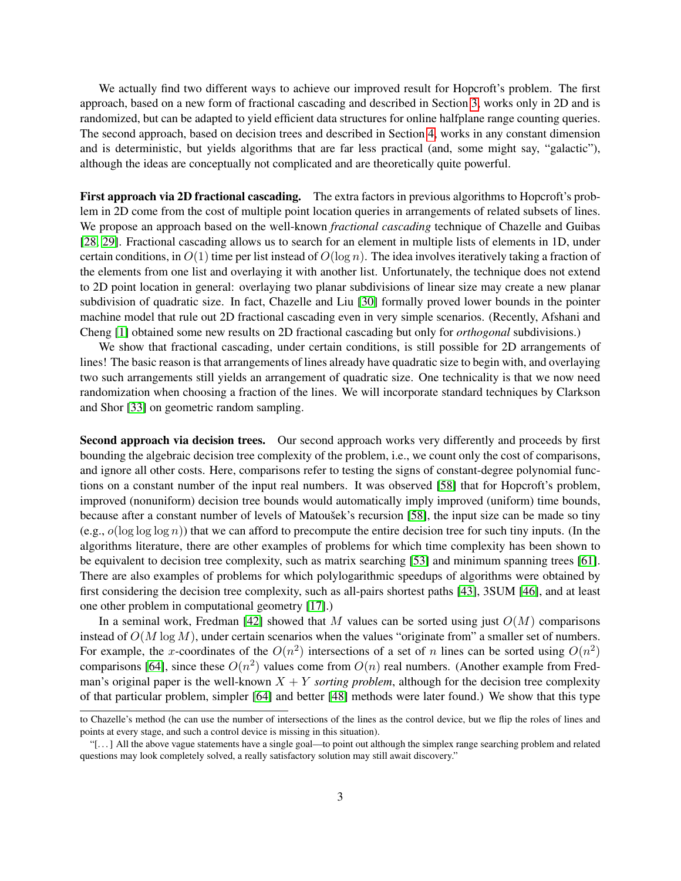We actually find two different ways to achieve our improved result for Hopcroft's problem. The first approach, based on a new form of fractional cascading and described in Section 3, works only in 2D and is randomized, but can be adapted to yield efficient data structures for online halfplane range counting queries. The second approach, based on decision trees and described in Section 4, works in any constant dimension and is deterministic, but yields algorithms that are far less practical (and, some might say, "galactic"), although the ideas are conceptually not complicated and are theoretically quite powerful.

**First approach via 2D fractional cascading.** The extra factors in previous algorithms to Hopcroft's problem in 2D come from the cost of multiple point location queries in arrangements of related subsets of lines. We propose an approach based on the well-known *fractional cascading* technique of Chazelle and Guibas [28, 29]. Fractional cascading allows us to search for an element in multiple lists of elements in 1D, under certain conditions, in $O(1)$ time per list instead of $O(\log n)$. The idea involves iteratively taking a fraction of the elements from one list and overlaying it with another list. Unfortunately, the technique does not extend to 2D point location in general: overlaying two planar subdivisions of linear size may create a new planar subdivision of quadratic size. In fact, Chazelle and Liu [30] formally proved lower bounds in the pointer machine model that rule out 2D fractional cascading even in very simple scenarios. (Recently, Afshani and Cheng [1] obtained some new results on 2D fractional cascading but only for *orthogonal* subdivisions.)

We show that fractional cascading, under certain conditions, is still possible for 2D arrangements of lines! The basic reason is that arrangements of lines already have quadratic size to begin with, and overlaying two such arrangements still yields an arrangement of quadratic size. One technicality is that we now need randomization when choosing a fraction of the lines. We will incorporate standard techniques by Clarkson and Shor [33] on geometric random sampling.

**Second approach via decision trees.** Our second approach works very differently and proceeds by first bounding the algebraic decision tree complexity of the problem, i.e., we count only the cost of comparisons, and ignore all other costs. Here, comparisons refer to testing the signs of constant-degree polynomial functions on a constant number of the input real numbers. It was observed [58] that for Hopcroft's problem, improved (nonuniform) decision tree bounds would automatically imply improved (uniform) time bounds, because after a constant number of levels of Matoušek's recursion [58], the input size can be made so tiny (e.g., $o(\log \log \log n)$) that we can afford to precompute the entire decision tree for such tiny inputs. (In the algorithms literature, there are other examples of problems for which time complexity has been shown to be equivalent to decision tree complexity, such as matrix searching [53] and minimum spanning trees [61]. There are also examples of problems for which polylogarithmic speedups of algorithms were obtained by first considering the decision tree complexity, such as all-pairs shortest paths [43], 3SUM [46], and at least one other problem in computational geometry [17].)

In a seminal work, Fredman [42] showed that $M$ values can be sorted using just $O(M)$ comparisons instead of $O(M \log M)$, under certain scenarios when the values "originate from" a smaller set of numbers. For example, the $x$-coordinates of the $O(n^2)$ intersections of a set of $n$ lines can be sorted using $O(n^2)$ comparisons [64], since these $O(n^2)$ values come from $O(n)$ real numbers. (Another example from Fredman's original paper is the well-known $X + Y$ *sorting problem*, although for the decision tree complexity of that particular problem, simpler [64] and better [48] methods were later found.) We show that this type

to Chazelle's method (he can use the number of intersections of the lines as the control device, but we flip the roles of lines and points at every stage, and such a control device is missing in this situation).

"[...] All the above vague statements have a single goal—to point out although the simplex range searching problem and related questions may look completely solved, a really satisfactory solution may still await discovery."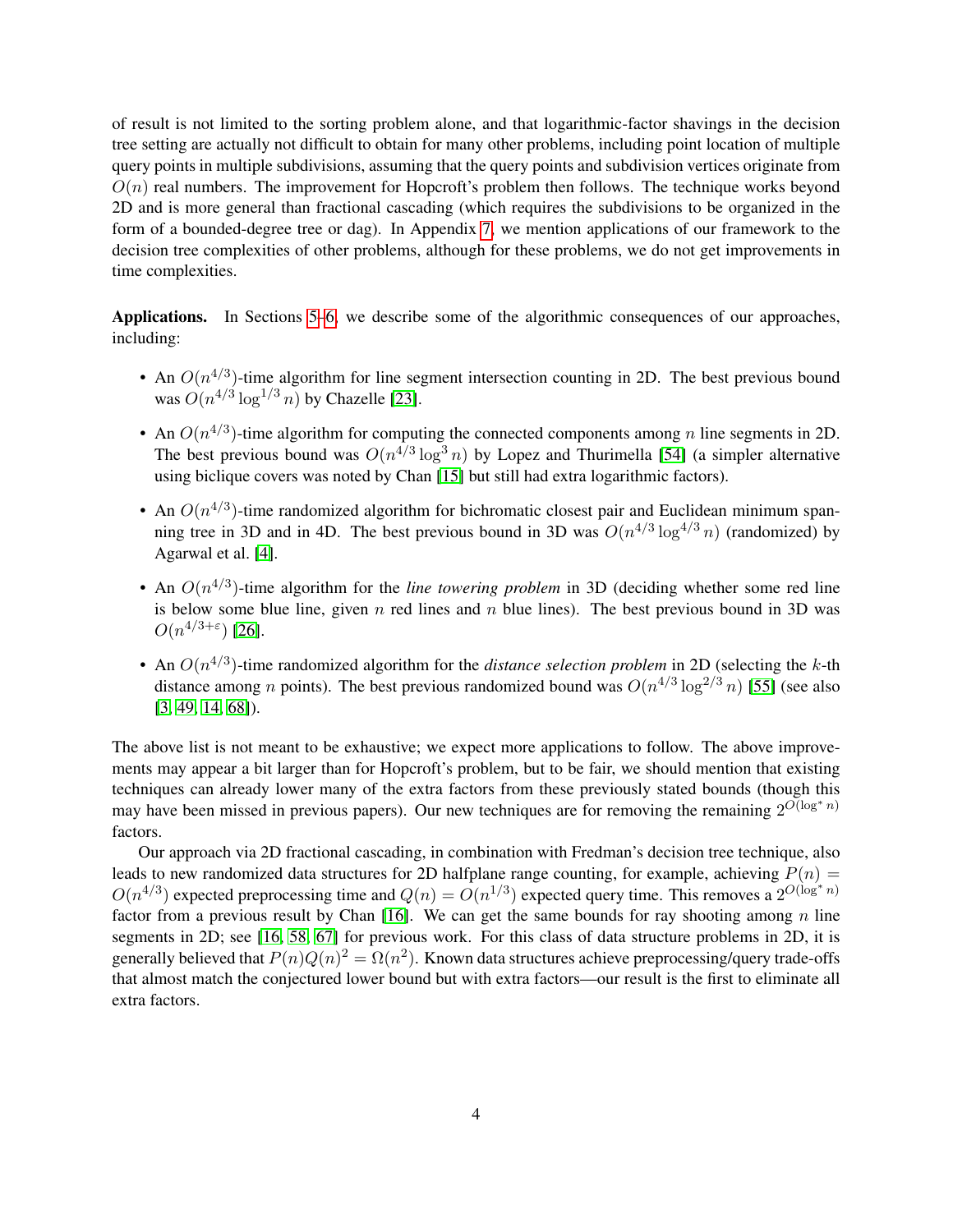of result is not limited to the sorting problem alone, and that logarithmic-factor shavings in the decision tree setting are actually not difficult to obtain for many other problems, including point location of multiple query points in multiple subdivisions, assuming that the query points and subdivision vertices originate from $O(n)$ real numbers. The improvement for Hopcroft's problem then follows. The technique works beyond 2D and is more general than fractional cascading (which requires the subdivisions to be organized in the form of a bounded-degree tree or dag). In Appendix 7, we mention applications of our framework to the decision tree complexities of other problems, although for these problems, we do not get improvements in time complexities.

**Applications.** In Sections 5–6, we describe some of the algorithmic consequences of our approaches, including:

- An $O(n^{4/3})$-time algorithm for line segment intersection counting in 2D. The best previous bound was $O(n^{4/3} \log^{1/3} n)$ by Chazelle [23].
- An $O(n^{4/3})$-time algorithm for computing the connected components among $n$ line segments in 2D. The best previous bound was $O(n^{4/3} \log^3 n)$ by Lopez and Thurimella [54] (a simpler alternative using biclique covers was noted by Chan [15] but still had extra logarithmic factors).
- An $O(n^{4/3})$-time randomized algorithm for bichromatic closest pair and Euclidean minimum spanning tree in 3D and in 4D. The best previous bound in 3D was $O(n^{4/3} \log^{4/3} n)$ (randomized) by Agarwal et al. [4].
- An $O(n^{4/3})$-time algorithm for the *line towering problem* in 3D (deciding whether some red line is below some blue line, given $n$ red lines and $n$ blue lines). The best previous bound in 3D was $O(n^{4/3+\varepsilon})$ [26].
- An $O(n^{4/3})$-time randomized algorithm for the *distance selection problem* in 2D (selecting the $k$-th distance among $n$ points). The best previous randomized bound was $O(n^{4/3} \log^{2/3} n)$ [55] (see also [3, 49, 14, 68]).

The above list is not meant to be exhaustive; we expect more applications to follow. The above improvements may appear a bit larger than for Hopcroft's problem, but to be fair, we should mention that existing techniques can already lower many of the extra factors from these previously stated bounds (though this may have been missed in previous papers). Our new techniques are for removing the remaining $2^{O(\log^* n)}$ factors.

Our approach via 2D fractional cascading, in combination with Fredman's decision tree technique, also leads to new randomized data structures for 2D halfplane range counting, for example, achieving $P(n) = O(n^{4/3})$ expected preprocessing time and $Q(n) = O(n^{1/3})$ expected query time. This removes a $2^{O(\log^* n)}$ factor from a previous result by Chan [16]. We can get the same bounds for ray shooting among $n$ line segments in 2D; see [16, 58, 67] for previous work. For this class of data structure problems in 2D, it is generally believed that $P(n)Q(n)^2 = \Omega(n^2)$. Known data structures achieve preprocessing/query trade-offs that almost match the conjectured lower bound but with extra factors—our result is the first to eliminate all extra factors.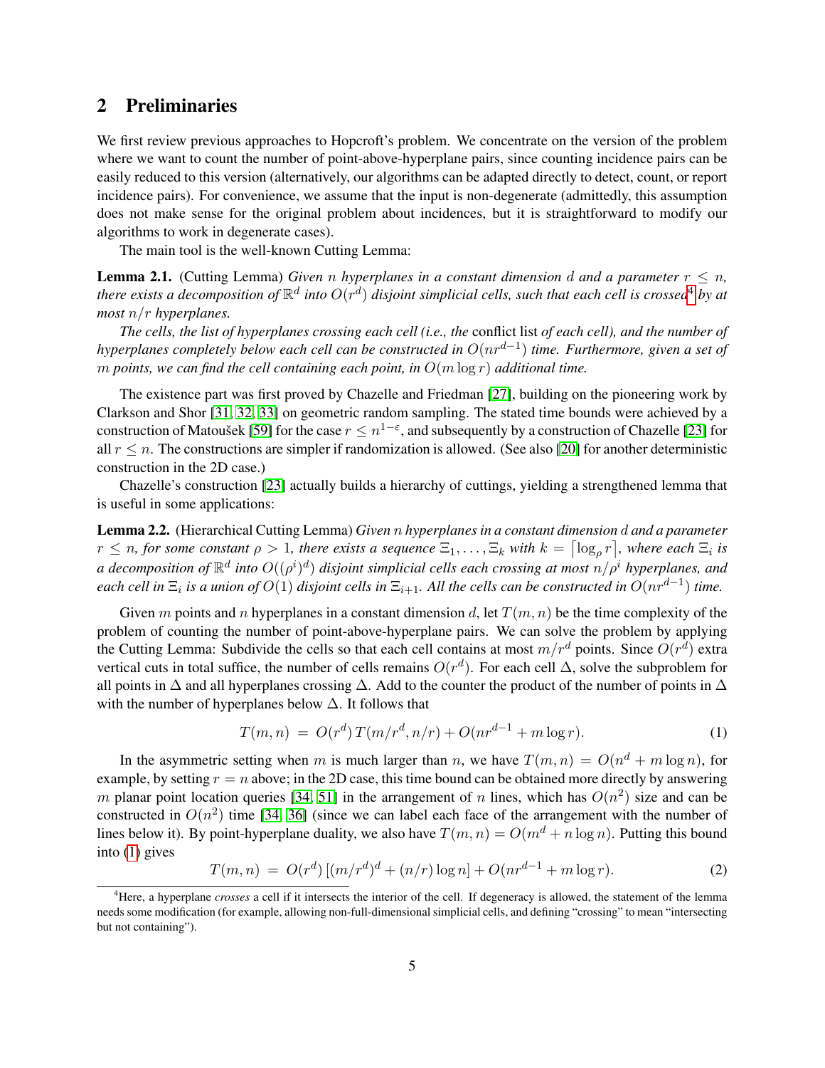## 2 Preliminaries

We first review previous approaches to Hopcroft's problem. We concentrate on the version of the problem where we want to count the number of point-above-hyperplane pairs, since counting incidence pairs can be easily reduced to this version (alternatively, our algorithms can be adapted directly to detect, count, or report incidence pairs). For convenience, we assume that the input is non-degenerate (admittedly, this assumption does not make sense for the original problem about incidences, but it is straightforward to modify our algorithms to work in degenerate cases).

The main tool is the well-known Cutting Lemma:

**Lemma 2.1.** (Cutting Lemma) *Given $n$ hyperplanes in a constant dimension $d$ and a parameter $r \leq n$, there exists a decomposition of $\mathbb{R}^d$ into $O(r^d)$ disjoint simplicial cells, such that each cell is crossed*[4] *by at most $n/r$ hyperplanes.*

*The cells, the list of hyperplanes crossing each cell (i.e., the* conflict list *of each cell), and the number of hyperplanes completely below each cell can be constructed in $O(nr^{d-1})$ time. Furthermore, given a set of $m$ points, we can find the cell containing each point, in $O(m \log r)$ additional time.*

The existence part was first proved by Chazelle and Friedman [27], building on the pioneering work by Clarkson and Shor [31, 32, 33] on geometric random sampling. The stated time bounds were achieved by a construction of Matoušek [59] for the case $r \leq n^{1-\varepsilon}$, and subsequently by a construction of Chazelle [23] for all $r \leq n$. The constructions are simpler if randomization is allowed. (See also [20] for another deterministic construction in the 2D case.)

Chazelle's construction [23] actually builds a hierarchy of cuttings, yielding a strengthened lemma that is useful in some applications:

**Lemma 2.2.** (Hierarchical Cutting Lemma) *Given $n$ hyperplanes in a constant dimension $d$ and a parameter $r \leq n$, for some constant $\rho > 1$, there exists a sequence $\Xi_1, \ldots, \Xi_k$ with $k = \lceil \log_\rho r \rceil$, where each $\Xi_i$ is a decomposition of $\mathbb{R}^d$ into $O((\rho^i)^d)$ disjoint simplicial cells each crossing at most $n/\rho^i$ hyperplanes, and each cell in $\Xi_i$ is a union of $O(1)$ disjoint cells in $\Xi_{i+1}$. All the cells can be constructed in $O(nr^{d-1})$ time.*

Given $m$ points and $n$ hyperplanes in a constant dimension $d$, let $T(m, n)$ be the time complexity of the problem of counting the number of point-above-hyperplane pairs. We can solve the problem by applying the Cutting Lemma: Subdivide the cells so that each cell contains at most $m/r^d$ points. Since $O(r^d)$ extra vertical cuts in total suffice, the number of cells remains $O(r^d)$. For each cell $\Delta$, solve the subproblem for all points in $\Delta$ and all hyperplanes crossing $\Delta$. Add to the counter the product of the number of points in $\Delta$ with the number of hyperplanes below $\Delta$. It follows that

$$T(m, n) \;=\; O(r^d)\, T(m/r^d, n/r) + O(nr^{d-1} + m \log r). \tag{1}$$

In the asymmetric setting when $m$ is much larger than $n$, we have $T(m, n) = O(n^d + m \log n)$, for example, by setting $r = n$ above; in the 2D case, this time bound can be obtained more directly by answering $m$ planar point location queries [34, 51] in the arrangement of $n$ lines, which has $O(n^2)$ size and can be constructed in $O(n^2)$ time [34, 36] (since we can label each face of the arrangement with the number of lines below it). By point-hyperplane duality, we also have $T(m, n) = O(m^d + n \log n)$. Putting this bound into (1) gives

$$T(m, n) \;=\; O(r^d)\, [(m/r^d)^d + (n/r) \log n] + O(nr^{d-1} + m \log r). \tag{2}$$

[4] Here, a hyperplane *crosses* a cell if it intersects the interior of the cell. If degeneracy is allowed, the statement of the lemma needs some modification (for example, allowing non-full-dimensional simplicial cells, and defining "crossing" to mean "intersecting but not containing").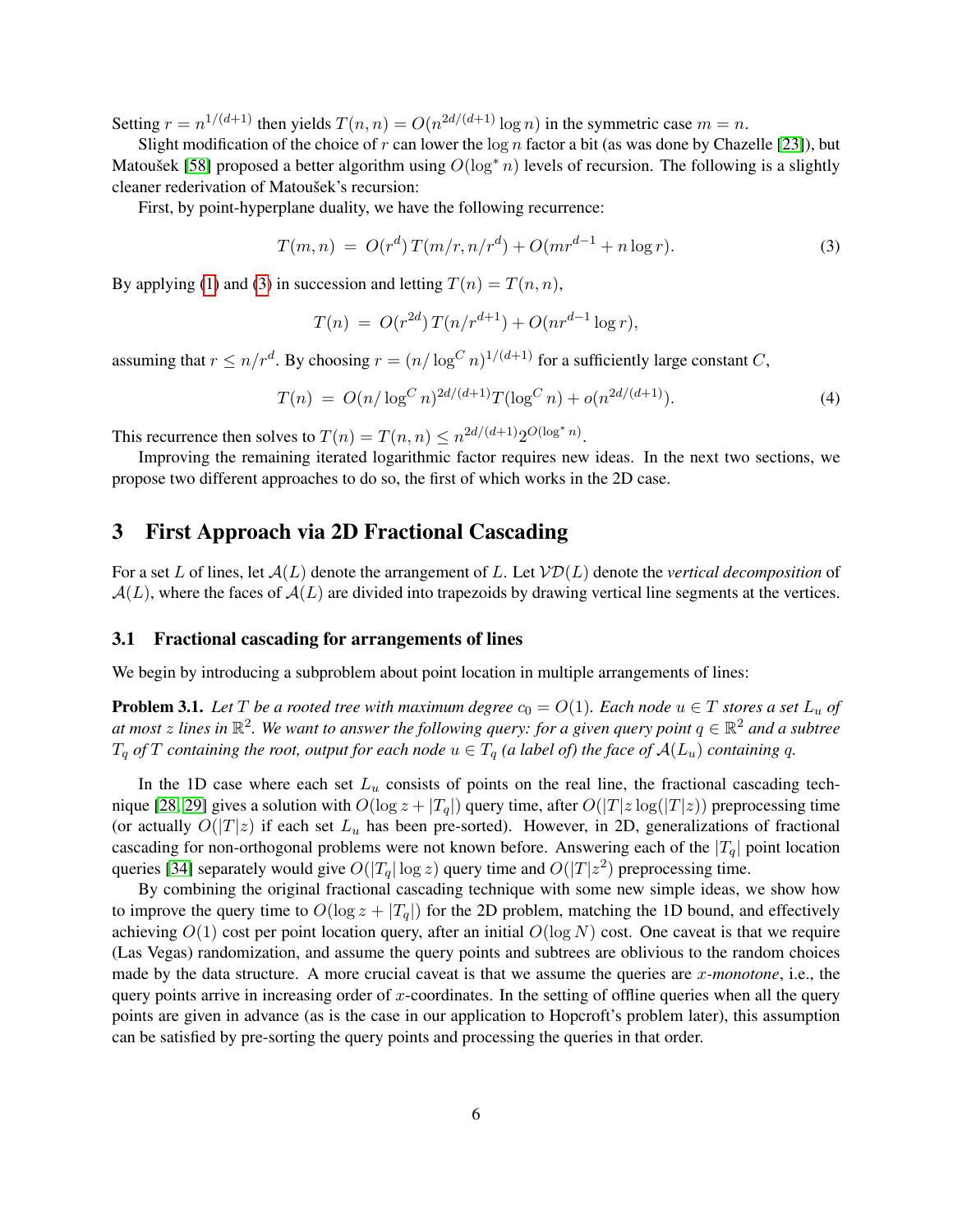Setting $r = n^{1/(d+1)}$ then yields $T(n,n) = O(n^{2d/(d+1)} \log n)$ in the symmetric case $m = n$.

Slight modification of the choice of $r$ can lower the $\log n$ factor a bit (as was done by Chazelle [23]), but Matoušek [58] proposed a better algorithm using $O(\log^* n)$ levels of recursion. The following is a slightly cleaner rederivation of Matoušek's recursion:

First, by point-hyperplane duality, we have the following recurrence:

$$T(m,n) \;=\; O(r^d)\, T(m/r, n/r^d) + O(mr^{d-1} + n \log r). \tag{3}$$

By applying (1) and (3) in succession and letting $T(n) = T(n,n)$,

$$T(n) \;=\; O(r^{2d})\, T(n/r^{d+1}) + O(nr^{d-1} \log r),$$

assuming that $r \le n/r^d$. By choosing $r = (n/\log^C n)^{1/(d+1)}$ for a sufficiently large constant $C$,

$$T(n) \;=\; O(n/\log^C n)^{2d/(d+1)} T(\log^C n) + o(n^{2d/(d+1)}). \tag{4}$$

This recurrence then solves to $T(n) = T(n,n) \le n^{2d/(d+1)} 2^{O(\log^* n)}$.

Improving the remaining iterated logarithmic factor requires new ideas. In the next two sections, we propose two different approaches to do so, the first of which works in the 2D case.

# 3 First Approach via 2D Fractional Cascading

For a set $L$ of lines, let $\mathcal{A}(L)$ denote the arrangement of $L$. Let $\mathcal{VD}(L)$ denote the *vertical decomposition* of $\mathcal{A}(L)$, where the faces of $\mathcal{A}(L)$ are divided into trapezoids by drawing vertical line segments at the vertices.

## 3.1 Fractional cascading for arrangements of lines

We begin by introducing a subproblem about point location in multiple arrangements of lines:

**Problem 3.1.** *Let $T$ be a rooted tree with maximum degree $c_0 = O(1)$. Each node $u \in T$ stores a set $L_u$ of at most $z$ lines in $\mathbb{R}^2$. We want to answer the following query: for a given query point $q \in \mathbb{R}^2$ and a subtree $T_q$ of $T$ containing the root, output for each node $u \in T_q$ (a label of) the face of $\mathcal{A}(L_u)$ containing $q$.*

In the 1D case where each set $L_u$ consists of points on the real line, the fractional cascading technique [28, 29] gives a solution with $O(\log z + |T_q|)$ query time, after $O(|T| z \log(|T|z))$ preprocessing time (or actually $O(|T|z)$ if each set $L_u$ has been pre-sorted). However, in 2D, generalizations of fractional cascading for non-orthogonal problems were not known before. Answering each of the $|T_q|$ point location queries [34] separately would give $O(|T_q| \log z)$ query time and $O(|T|z^2)$ preprocessing time.

By combining the original fractional cascading technique with some new simple ideas, we show how to improve the query time to $O(\log z + |T_q|)$ for the 2D problem, matching the 1D bound, and effectively achieving $O(1)$ cost per point location query, after an initial $O(\log N)$ cost. One caveat is that we require (Las Vegas) randomization, and assume the query points and subtrees are oblivious to the random choices made by the data structure. A more crucial caveat is that we assume the queries are *$x$-monotone*, i.e., the query points arrive in increasing order of $x$-coordinates. In the setting of offline queries when all the query points are given in advance (as is the case in our application to Hopcroft's problem later), this assumption can be satisfied by pre-sorting the query points and processing the queries in that order.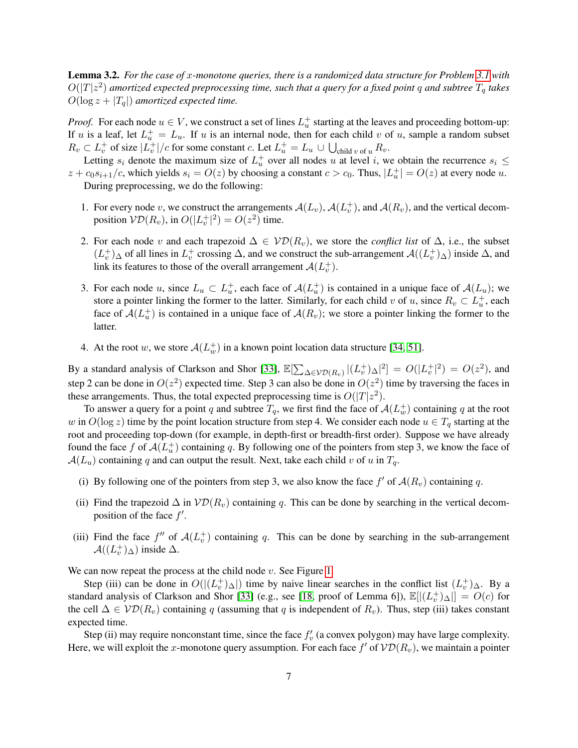**Lemma 3.2.** *For the case of $x$-monotone queries, there is a randomized data structure for Problem 3.1 with $O(|T|z^2)$ amortized expected preprocessing time, such that a query for a fixed point $q$ and subtree $T_q$ takes $O(\log z + |T_q|)$ amortized expected time.*

*Proof.* For each node $u \in V$, we construct a set of lines $L_u^+$ starting at the leaves and proceeding bottom-up: If $u$ is a leaf, let $L_u^+ = L_u$. If $u$ is an internal node, then for each child $v$ of $u$, sample a random subset $R_v \subset L_v^+$ of size $|L_v^+|/c$ for some constant $c$. Let $L_u^+ = L_u \cup \bigcup_{\text{child } v \text{ of } u} R_v$.

Letting $s_i$ denote the maximum size of $L_u^+$ over all nodes $u$ at level $i$, we obtain the recurrence $s_i \leq z + c_0 s_{i+1}/c$, which yields $s_i = O(z)$ by choosing a constant $c > c_0$. Thus, $|L_u^+| = O(z)$ at every node $u$.

During preprocessing, we do the following:

1. For every node $v$, we construct the arrangements $\mathcal{A}(L_v)$, $\mathcal{A}(L_v^+)$, and $\mathcal{A}(R_v)$, and the vertical decomposition $\mathcal{VD}(R_v)$, in $O(|L_v^+|^2) = O(z^2)$ time.
2. For each node $v$ and each trapezoid $\Delta \in \mathcal{VD}(R_v)$, we store the *conflict list* of $\Delta$, i.e., the subset $(L_v^+)_\Delta$ of all lines in $L_v^+$ crossing $\Delta$, and we construct the sub-arrangement $\mathcal{A}((L_v^+)_\Delta)$ inside $\Delta$, and link its features to those of the overall arrangement $\mathcal{A}(L_v^+)$.
3. For each node $u$, since $L_u \subset L_u^+$, each face of $\mathcal{A}(L_u^+)$ is contained in a unique face of $\mathcal{A}(L_u)$; we store a pointer linking the former to the latter. Similarly, for each child $v$ of $u$, since $R_v \subset L_u^+$, each face of $\mathcal{A}(L_u^+)$ is contained in a unique face of $\mathcal{A}(R_v)$; we store a pointer linking the former to the latter.
4. At the root $w$, we store $\mathcal{A}(L_w^+)$ in a known point location data structure [34, 51].

By a standard analysis of Clarkson and Shor [33], $\mathbb{E}[\sum_{\Delta \in \mathcal{VD}(R_v)} |(L_v^+)_\Delta|^2] = O(|L_v^+|^2) = O(z^2)$, and step 2 can be done in $O(z^2)$ expected time. Step 3 can also be done in $O(z^2)$ time by traversing the faces in these arrangements. Thus, the total expected preprocessing time is $O(|T|z^2)$.

To answer a query for a point $q$ and subtree $T_q$, we first find the face of $\mathcal{A}(L_w^+)$ containing $q$ at the root $w$ in $O(\log z)$ time by the point location structure from step 4. We consider each node $u \in T_q$ starting at the root and proceeding top-down (for example, in depth-first or breadth-first order). Suppose we have already found the face $f$ of $\mathcal{A}(L_u^+)$ containing $q$. By following one of the pointers from step 3, we know the face of $\mathcal{A}(L_u)$ containing $q$ and can output the result. Next, take each child $v$ of $u$ in $T_q$.

(i) By following one of the pointers from step 3, we also know the face $f'$ of $\mathcal{A}(R_v)$ containing $q$.

(ii) Find the trapezoid $\Delta$ in $\mathcal{VD}(R_v)$ containing $q$. This can be done by searching in the vertical decomposition of the face $f'$.

(iii) Find the face $f''$ of $\mathcal{A}(L_v^+)$ containing $q$. This can be done by searching in the sub-arrangement $\mathcal{A}((L_v^+)_\Delta)$ inside $\Delta$.

We can now repeat the process at the child node $v$. See Figure 1.

Step (iii) can be done in $O(|(L_v^+)_\Delta|)$ time by naive linear searches in the conflict list $(L_v^+)_\Delta$. By a standard analysis of Clarkson and Shor [33] (e.g., see [18, proof of Lemma 6]), $\mathbb{E}[|(L_v^+)_\Delta|] = O(c)$ for the cell $\Delta \in \mathcal{VD}(R_v)$ containing $q$ (assuming that $q$ is independent of $R_v$). Thus, step (iii) takes constant expected time.

Step (ii) may require nonconstant time, since the face $f'_v$ (a convex polygon) may have large complexity. Here, we will exploit the $x$-monotone query assumption. For each face $f'$ of $\mathcal{VD}(R_v)$, we maintain a pointer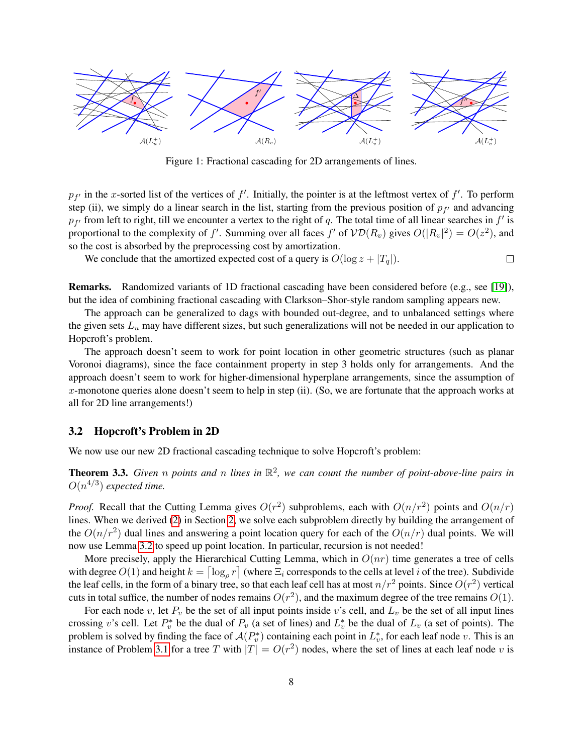Figure 1: Fractional cascading for 2D arrangements of lines.

$p_{f'}$ in the $x$-sorted list of the vertices of $f'$. Initially, the pointer is at the leftmost vertex of $f'$. To perform step (ii), we simply do a linear search in the list, starting from the previous position of $p_{f'}$ and advancing $p_{f'}$ from left to right, till we encounter a vertex to the right of $q$. The total time of all linear searches in $f'$ is proportional to the complexity of $f'$. Summing over all faces $f'$ of $\mathcal{VD}(R_v)$ gives $O(|R_v|^2) = O(z^2)$, and so the cost is absorbed by the preprocessing cost by amortization.

We conclude that the amortized expected cost of a query is $O(\log z + |T_q|)$. □

**Remarks.** Randomized variants of 1D fractional cascading have been considered before (e.g., see [19]), but the idea of combining fractional cascading with Clarkson–Shor-style random sampling appears new.

The approach can be generalized to dags with bounded out-degree, and to unbalanced settings where the given sets $L_u$ may have different sizes, but such generalizations will not be needed in our application to Hopcroft's problem.

The approach doesn't seem to work for point location in other geometric structures (such as planar Voronoi diagrams), since the face containment property in step 3 holds only for arrangements. And the approach doesn't seem to work for higher-dimensional hyperplane arrangements, since the assumption of $x$-monotone queries alone doesn't seem to help in step (ii). (So, we are fortunate that the approach works at all for 2D line arrangements!)

### 3.2 Hopcroft's Problem in 2D

We now use our new 2D fractional cascading technique to solve Hopcroft's problem:

**Theorem 3.3.** *Given $n$ points and $n$ lines in $\mathbb{R}^2$, we can count the number of point-above-line pairs in $O(n^{4/3})$ expected time.*

*Proof.* Recall that the Cutting Lemma gives $O(r^2)$ subproblems, each with $O(n/r^2)$ points and $O(n/r)$ lines. When we derived (2) in Section 2, we solve each subproblem directly by building the arrangement of the $O(n/r^2)$ dual lines and answering a point location query for each of the $O(n/r)$ dual points. We will now use Lemma 3.2 to speed up point location. In particular, recursion is not needed!

More precisely, apply the Hierarchical Cutting Lemma, which in $O(nr)$ time generates a tree of cells with degree $O(1)$ and height $k = \lceil \log_\rho r \rceil$ (where $\Xi_i$ corresponds to the cells at level $i$ of the tree). Subdivide the leaf cells, in the form of a binary tree, so that each leaf cell has at most $n/r^2$ points. Since $O(r^2)$ vertical cuts in total suffice, the number of nodes remains $O(r^2)$, and the maximum degree of the tree remains $O(1)$.

For each node $v$, let $P_v$ be the set of all input points inside $v$'s cell, and $L_v$ be the set of all input lines crossing $v$'s cell. Let $P_v^*$ be the dual of $P_v$ (a set of lines) and $L_v^*$ be the dual of $L_v$ (a set of points). The problem is solved by finding the face of $\mathcal{A}(P_v^*)$ containing each point in $L_v^*$, for each leaf node $v$. This is an instance of Problem 3.1 for a tree $T$ with $|T| = O(r^2)$ nodes, where the set of lines at each leaf node $v$ is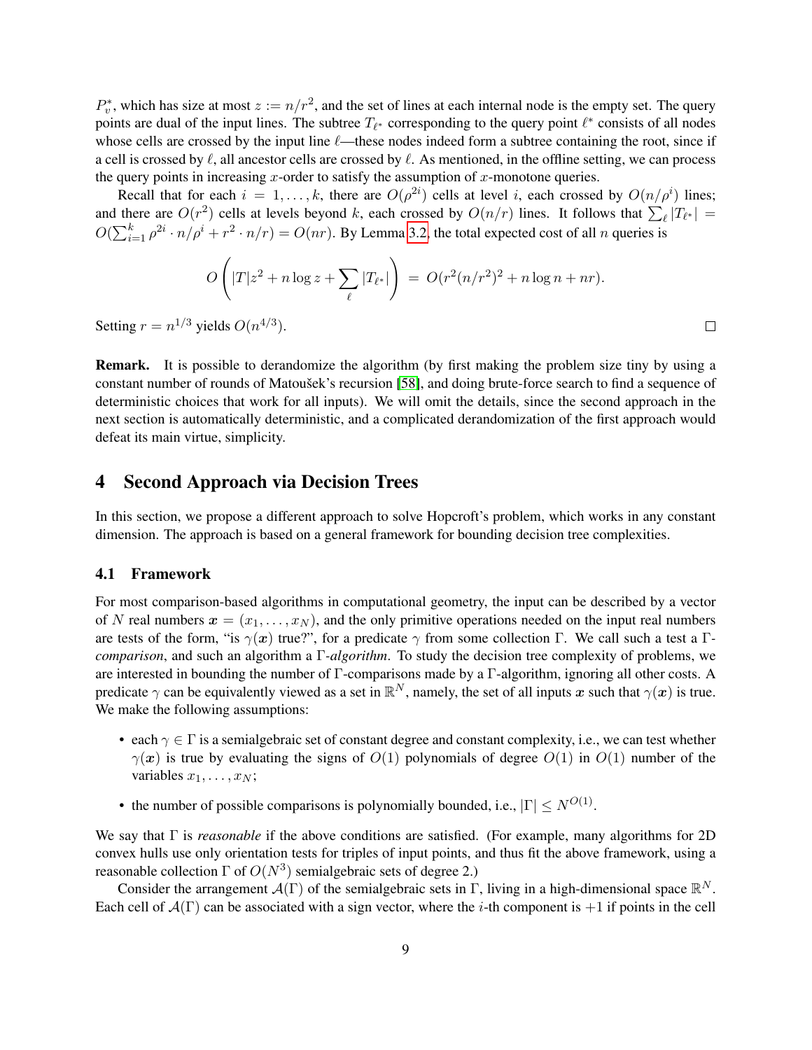$P_v^*$, which has size at most $z := n/r^2$, and the set of lines at each internal node is the empty set. The query points are dual of the input lines. The subtree $T_{\ell^*}$ corresponding to the query point $\ell^*$ consists of all nodes whose cells are crossed by the input line $\ell$—these nodes indeed form a subtree containing the root, since if a cell is crossed by $\ell$, all ancestor cells are crossed by $\ell$. As mentioned, in the offline setting, we can process the query points in increasing $x$-order to satisfy the assumption of $x$-monotone queries.

Recall that for each $i = 1, \ldots, k$, there are $O(\rho^{2i})$ cells at level $i$, each crossed by $O(n/\rho^i)$ lines; and there are $O(r^2)$ cells at levels beyond $k$, each crossed by $O(n/r)$ lines. It follows that $\sum_\ell |T_{\ell^*}| = O(\sum_{i=1}^k \rho^{2i} \cdot n/\rho^i + r^2 \cdot n/r) = O(nr)$. By Lemma 3.2, the total expected cost of all $n$ queries is

$$O\left(|T|z^2 + n \log z + \sum_\ell |T_{\ell^*}|\right) \;=\; O(r^2(n/r^2)^2 + n \log n + nr).$$

Setting $r = n^{1/3}$ yields $O(n^{4/3})$. □

**Remark.** It is possible to derandomize the algorithm (by first making the problem size tiny by using a constant number of rounds of Matoušek's recursion [58], and doing brute-force search to find a sequence of deterministic choices that work for all inputs). We will omit the details, since the second approach in the next section is automatically deterministic, and a complicated derandomization of the first approach would defeat its main virtue, simplicity.

# 4 Second Approach via Decision Trees

In this section, we propose a different approach to solve Hopcroft's problem, which works in any constant dimension. The approach is based on a general framework for bounding decision tree complexities.

## 4.1 Framework

For most comparison-based algorithms in computational geometry, the input can be described by a vector of $N$ real numbers $\boldsymbol{x} = (x_1, \ldots, x_N)$, and the only primitive operations needed on the input real numbers are tests of the form, "is $\gamma(\boldsymbol{x})$ true?", for a predicate $\gamma$ from some collection $\Gamma$. We call such a test a $\Gamma$-*comparison*, and such an algorithm a $\Gamma$-*algorithm*. To study the decision tree complexity of problems, we are interested in bounding the number of $\Gamma$-comparisons made by a $\Gamma$-algorithm, ignoring all other costs. A predicate $\gamma$ can be equivalently viewed as a set in $\mathbb{R}^N$, namely, the set of all inputs $\boldsymbol{x}$ such that $\gamma(\boldsymbol{x})$ is true. We make the following assumptions:

- each $\gamma \in \Gamma$ is a semialgebraic set of constant degree and constant complexity, i.e., we can test whether $\gamma(\boldsymbol{x})$ is true by evaluating the signs of $O(1)$ polynomials of degree $O(1)$ in $O(1)$ number of the variables $x_1, \ldots, x_N$;
- the number of possible comparisons is polynomially bounded, i.e., $|\Gamma| \leq N^{O(1)}$.

We say that $\Gamma$ is *reasonable* if the above conditions are satisfied. (For example, many algorithms for 2D convex hulls use only orientation tests for triples of input points, and thus fit the above framework, using a reasonable collection $\Gamma$ of $O(N^3)$ semialgebraic sets of degree 2.)

Consider the arrangement $\mathcal{A}(\Gamma)$ of the semialgebraic sets in $\Gamma$, living in a high-dimensional space $\mathbb{R}^N$. Each cell of $\mathcal{A}(\Gamma)$ can be associated with a sign vector, where the $i$-th component is $+1$ if points in the cell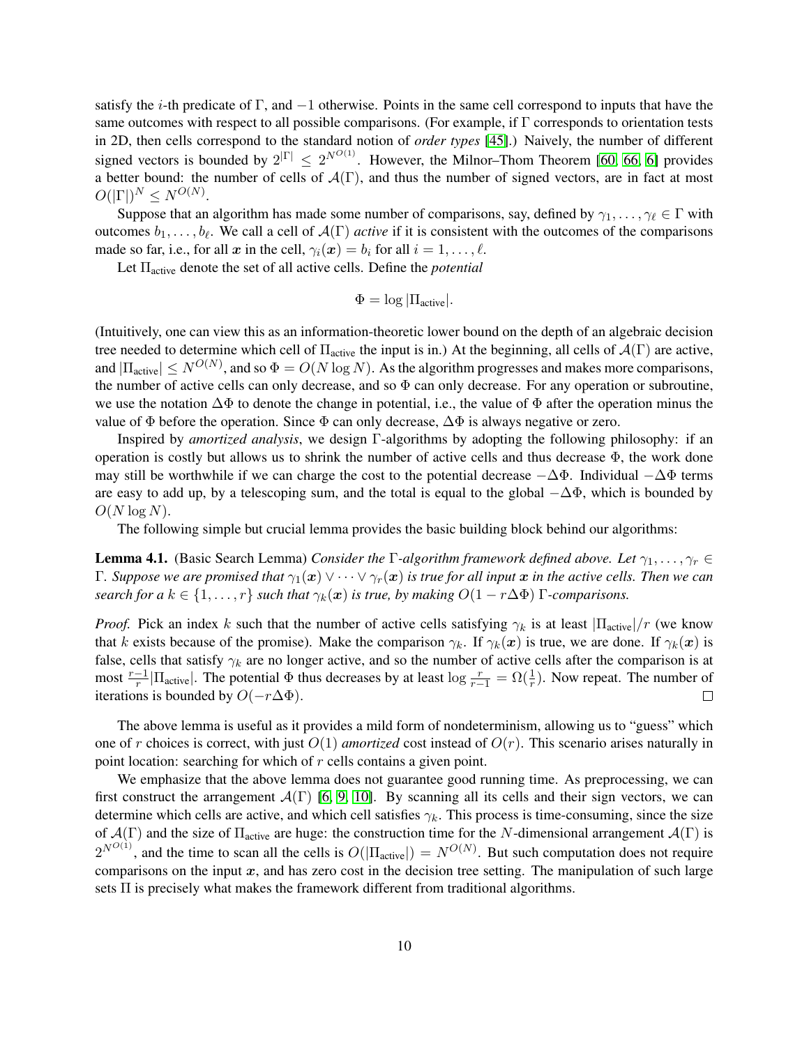satisfy the $i$-th predicate of $\Gamma$, and $-1$ otherwise. Points in the same cell correspond to inputs that have the same outcomes with respect to all possible comparisons. (For example, if $\Gamma$ corresponds to orientation tests in 2D, then cells correspond to the standard notion of *order types* [45].) Naively, the number of different signed vectors is bounded by $2^{|\Gamma|} \leq 2^{N^{O(1)}}$. However, the Milnor–Thom Theorem [60, 66, 6] provides a better bound: the number of cells of $\mathcal{A}(\Gamma)$, and thus the number of signed vectors, are in fact at most $O(|\Gamma|)^N \leq N^{O(N)}$.

Suppose that an algorithm has made some number of comparisons, say, defined by $\gamma_1, \ldots, \gamma_\ell \in \Gamma$ with outcomes $b_1, \ldots, b_\ell$. We call a cell of $\mathcal{A}(\Gamma)$ *active* if it is consistent with the outcomes of the comparisons made so far, i.e., for all $\boldsymbol{x}$ in the cell, $\gamma_i(\boldsymbol{x}) = b_i$ for all $i = 1, \ldots, \ell$.

Let $\Pi_{\text{active}}$ denote the set of all active cells. Define the *potential*

$$\Phi = \log |\Pi_{\text{active}}|.$$

(Intuitively, one can view this as an information-theoretic lower bound on the depth of an algebraic decision tree needed to determine which cell of $\Pi_{\text{active}}$ the input is in.) At the beginning, all cells of $\mathcal{A}(\Gamma)$ are active, and $|\Pi_{\text{active}}| \leq N^{O(N)}$, and so $\Phi = O(N \log N)$. As the algorithm progresses and makes more comparisons, the number of active cells can only decrease, and so $\Phi$ can only decrease. For any operation or subroutine, we use the notation $\Delta\Phi$ to denote the change in potential, i.e., the value of $\Phi$ after the operation minus the value of $\Phi$ before the operation. Since $\Phi$ can only decrease, $\Delta\Phi$ is always negative or zero.

Inspired by *amortized analysis*, we design $\Gamma$-algorithms by adopting the following philosophy: if an operation is costly but allows us to shrink the number of active cells and thus decrease $\Phi$, the work done may still be worthwhile if we can charge the cost to the potential decrease $-\Delta\Phi$. Individual $-\Delta\Phi$ terms are easy to add up, by a telescoping sum, and the total is equal to the global $-\Delta\Phi$, which is bounded by $O(N \log N)$.

The following simple but crucial lemma provides the basic building block behind our algorithms:

**Lemma 4.1.** (Basic Search Lemma) *Consider the $\Gamma$-algorithm framework defined above. Let $\gamma_1, \ldots, \gamma_r \in \Gamma$. Suppose we are promised that $\gamma_1(\boldsymbol{x}) \vee \cdots \vee \gamma_r(\boldsymbol{x})$ is true for all input $\boldsymbol{x}$ in the active cells. Then we can search for a $k \in \{1, \ldots, r\}$ such that $\gamma_k(\boldsymbol{x})$ is true, by making $O(1 - r\Delta\Phi)$ $\Gamma$-comparisons.*

*Proof.* Pick an index $k$ such that the number of active cells satisfying $\gamma_k$ is at least $|\Pi_{\text{active}}|/r$ (we know that $k$ exists because of the promise). Make the comparison $\gamma_k$. If $\gamma_k(\boldsymbol{x})$ is true, we are done. If $\gamma_k(\boldsymbol{x})$ is false, cells that satisfy $\gamma_k$ are no longer active, and so the number of active cells after the comparison is at most $\frac{r-1}{r}|\Pi_{\text{active}}|$. The potential $\Phi$ thus decreases by at least $\log \frac{r}{r-1} = \Omega(\frac{1}{r})$. Now repeat. The number of iterations is bounded by $O(-r\Delta\Phi)$. $\square$

The above lemma is useful as it provides a mild form of nondeterminism, allowing us to "guess" which one of $r$ choices is correct, with just $O(1)$ *amortized* cost instead of $O(r)$. This scenario arises naturally in point location: searching for which of $r$ cells contains a given point.

We emphasize that the above lemma does not guarantee good running time. As preprocessing, we can first construct the arrangement $\mathcal{A}(\Gamma)$ [6, 9, 10]. By scanning all its cells and their sign vectors, we can determine which cells are active, and which cell satisfies $\gamma_k$. This process is time-consuming, since the size of $\mathcal{A}(\Gamma)$ and the size of $\Pi_{\text{active}}$ are huge: the construction time for the $N$-dimensional arrangement $\mathcal{A}(\Gamma)$ is $2^{N^{O(1)}}$, and the time to scan all the cells is $O(|\Pi_{\text{active}}|) = N^{O(N)}$. But such computation does not require comparisons on the input $\boldsymbol{x}$, and has zero cost in the decision tree setting. The manipulation of such large sets $\Pi$ is precisely what makes the framework different from traditional algorithms.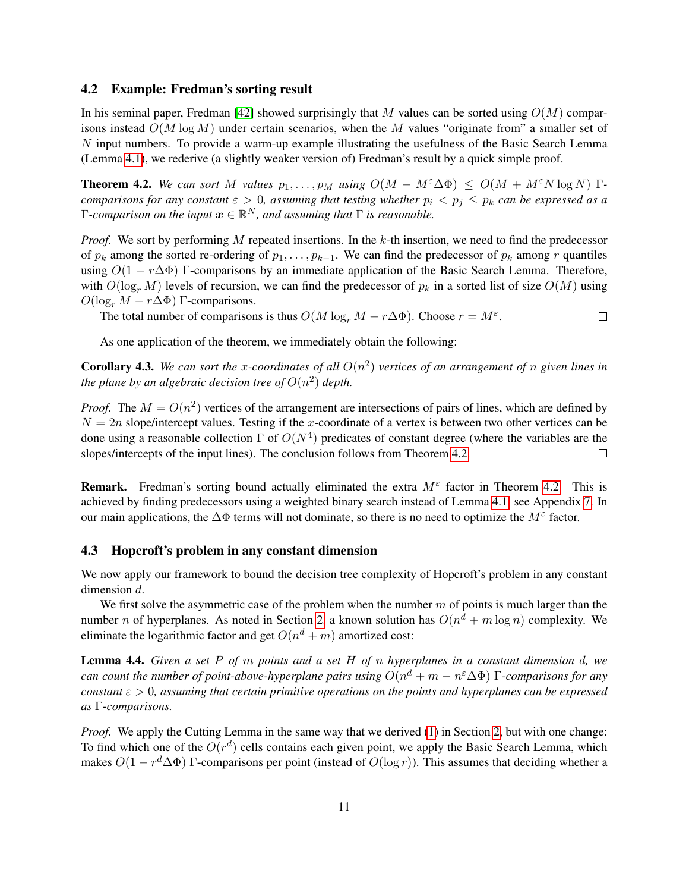### 4.2 Example: Fredman's sorting result

In his seminal paper, Fredman [42] showed surprisingly that $M$ values can be sorted using $O(M)$ comparisons instead $O(M \log M)$ under certain scenarios, when the $M$ values "originate from" a smaller set of $N$ input numbers. To provide a warm-up example illustrating the usefulness of the Basic Search Lemma (Lemma 4.1), we rederive (a slightly weaker version of) Fredman's result by a quick simple proof.

**Theorem 4.2.** *We can sort $M$ values $p_1, \ldots, p_M$ using $O(M - M^\varepsilon \Delta\Phi) \leq O(M + M^\varepsilon N \log N)$ $\Gamma$-comparisons for any constant $\varepsilon > 0$, assuming that testing whether $p_i < p_j \leq p_k$ can be expressed as a $\Gamma$-comparison on the input $\boldsymbol{x} \in \mathbb{R}^N$, and assuming that $\Gamma$ is reasonable.*

*Proof.* We sort by performing $M$ repeated insertions. In the $k$-th insertion, we need to find the predecessor of $p_k$ among the sorted re-ordering of $p_1, \ldots, p_{k-1}$. We can find the predecessor of $p_k$ among $r$ quantiles using $O(1 - r\Delta\Phi)$ $\Gamma$-comparisons by an immediate application of the Basic Search Lemma. Therefore, with $O(\log_r M)$ levels of recursion, we can find the predecessor of $p_k$ in a sorted list of size $O(M)$ using $O(\log_r M - r\Delta\Phi)$ $\Gamma$-comparisons.

The total number of comparisons is thus $O(M \log_r M - r\Delta\Phi)$. Choose $r = M^\varepsilon$. $\square$

As one application of the theorem, we immediately obtain the following:

**Corollary 4.3.** *We can sort the $x$-coordinates of all $O(n^2)$ vertices of an arrangement of $n$ given lines in the plane by an algebraic decision tree of $O(n^2)$ depth.*

*Proof.* The $M = O(n^2)$ vertices of the arrangement are intersections of pairs of lines, which are defined by $N = 2n$ slope/intercept values. Testing if the $x$-coordinate of a vertex is between two other vertices can be done using a reasonable collection $\Gamma$ of $O(N^4)$ predicates of constant degree (where the variables are the slopes/intercepts of the input lines). The conclusion follows from Theorem 4.2. $\square$

**Remark.** Fredman's sorting bound actually eliminated the extra $M^\varepsilon$ factor in Theorem 4.2. This is achieved by finding predecessors using a weighted binary search instead of Lemma 4.1, see Appendix 7. In our main applications, the $\Delta\Phi$ terms will not dominate, so there is no need to optimize the $M^\varepsilon$ factor.

### 4.3 Hopcroft's problem in any constant dimension

We now apply our framework to bound the decision tree complexity of Hopcroft's problem in any constant dimension $d$.

We first solve the asymmetric case of the problem when the number $m$ of points is much larger than the number $n$ of hyperplanes. As noted in Section 2, a known solution has $O(n^d + m \log n)$ complexity. We eliminate the logarithmic factor and get $O(n^d + m)$ amortized cost:

**Lemma 4.4.** *Given a set $P$ of $m$ points and a set $H$ of $n$ hyperplanes in a constant dimension $d$, we can count the number of point-above-hyperplane pairs using $O(n^d + m - n^\varepsilon \Delta\Phi)$ $\Gamma$-comparisons for any constant $\varepsilon > 0$, assuming that certain primitive operations on the points and hyperplanes can be expressed as $\Gamma$-comparisons.*

*Proof.* We apply the Cutting Lemma in the same way that we derived (1) in Section 2, but with one change: To find which one of the $O(r^d)$ cells contains each given point, we apply the Basic Search Lemma, which makes $O(1 - r^d \Delta\Phi)$ $\Gamma$-comparisons per point (instead of $O(\log r)$). This assumes that deciding whether a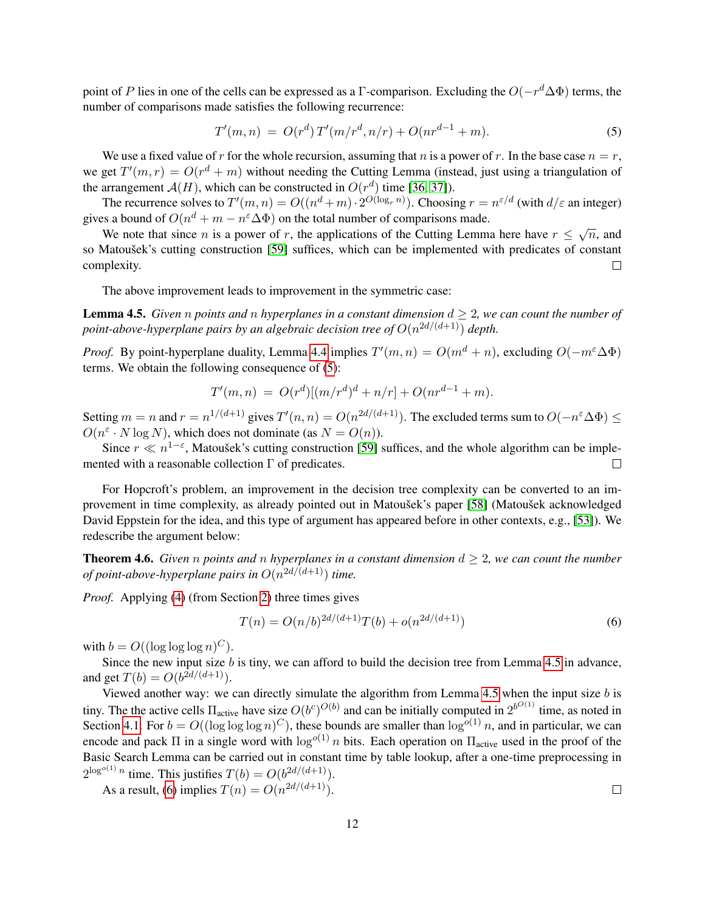point of $P$ lies in one of the cells can be expressed as a $\Gamma$-comparison. Excluding the $O(-r^d\Delta\Phi)$ terms, the number of comparisons made satisfies the following recurrence:

$$T'(m,n) \;=\; O(r^d)\,T'(m/r^d, n/r) + O(nr^{d-1} + m). \tag{5}$$

We use a fixed value of $r$ for the whole recursion, assuming that $n$ is a power of $r$. In the base case $n = r$, we get $T'(m,r) = O(r^d + m)$ without needing the Cutting Lemma (instead, just using a triangulation of the arrangement $\mathcal{A}(H)$, which can be constructed in $O(r^d)$ time [36, 37]).

The recurrence solves to $T'(m,n) = O((n^d + m)\cdot 2^{O(\log_r n)})$. Choosing $r = n^{\varepsilon/d}$ (with $d/\varepsilon$ an integer) gives a bound of $O(n^d + m - n^\varepsilon\Delta\Phi)$ on the total number of comparisons made.

We note that since $n$ is a power of $r$, the applications of the Cutting Lemma here have $r \le \sqrt{n}$, and so Matoušek's cutting construction [59] suffices, which can be implemented with predicates of constant complexity. $\square$

The above improvement leads to improvement in the symmetric case:

**Lemma 4.5.** *Given $n$ points and $n$ hyperplanes in a constant dimension $d \ge 2$, we can count the number of point-above-hyperplane pairs by an algebraic decision tree of $O(n^{2d/(d+1)})$ depth.*

*Proof.* By point-hyperplane duality, Lemma 4.4 implies $T'(m,n) = O(m^d + n)$, excluding $O(-m^\varepsilon\Delta\Phi)$ terms. We obtain the following consequence of (5):

$$T'(m,n) \;=\; O(r^d)[(m/r^d)^d + n/r] + O(nr^{d-1} + m).$$

Setting $m = n$ and $r = n^{1/(d+1)}$ gives $T'(n,n) = O(n^{2d/(d+1)})$. The excluded terms sum to $O(-n^\varepsilon\Delta\Phi) \le O(n^\varepsilon \cdot N\log N)$, which does not dominate (as $N = O(n)$).

Since $r \ll n^{1-\varepsilon}$, Matoušek's cutting construction [59] suffices, and the whole algorithm can be implemented with a reasonable collection $\Gamma$ of predicates. $\square$

For Hopcroft's problem, an improvement in the decision tree complexity can be converted to an improvement in time complexity, as already pointed out in Matoušek's paper [58] (Matoušek acknowledged David Eppstein for the idea, and this type of argument has appeared before in other contexts, e.g., [53]). We redescribe the argument below:

**Theorem 4.6.** *Given $n$ points and $n$ hyperplanes in a constant dimension $d \ge 2$, we can count the number of point-above-hyperplane pairs in $O(n^{2d/(d+1)})$ time.*

*Proof.* Applying (4) (from Section 2) three times gives

$$T(n) = O(n/b)^{2d/(d+1)}T(b) + o(n^{2d/(d+1)}) \tag{6}$$

with $b = O((\log\log\log n)^C)$.

Since the new input size $b$ is tiny, we can afford to build the decision tree from Lemma 4.5 in advance, and get $T(b) = O(b^{2d/(d+1)})$.

Viewed another way: we can directly simulate the algorithm from Lemma 4.5 when the input size $b$ is tiny. The the active cells $\Pi_{\text{active}}$ have size $O(b^c)^{O(b)}$ and can be initially computed in $2^{b^{O(1)}}$ time, as noted in Section 4.1. For $b = O((\log\log\log n)^C)$, these bounds are smaller than $\log^{o(1)} n$, and in particular, we can encode and pack $\Pi$ in a single word with $\log^{o(1)} n$ bits. Each operation on $\Pi_{\text{active}}$ used in the proof of the Basic Search Lemma can be carried out in constant time by table lookup, after a one-time preprocessing in $2^{\log^{o(1)} n}$ time. This justifies $T(b) = O(b^{2d/(d+1)})$.

As a result, (6) implies $T(n) = O(n^{2d/(d+1)})$. $\square$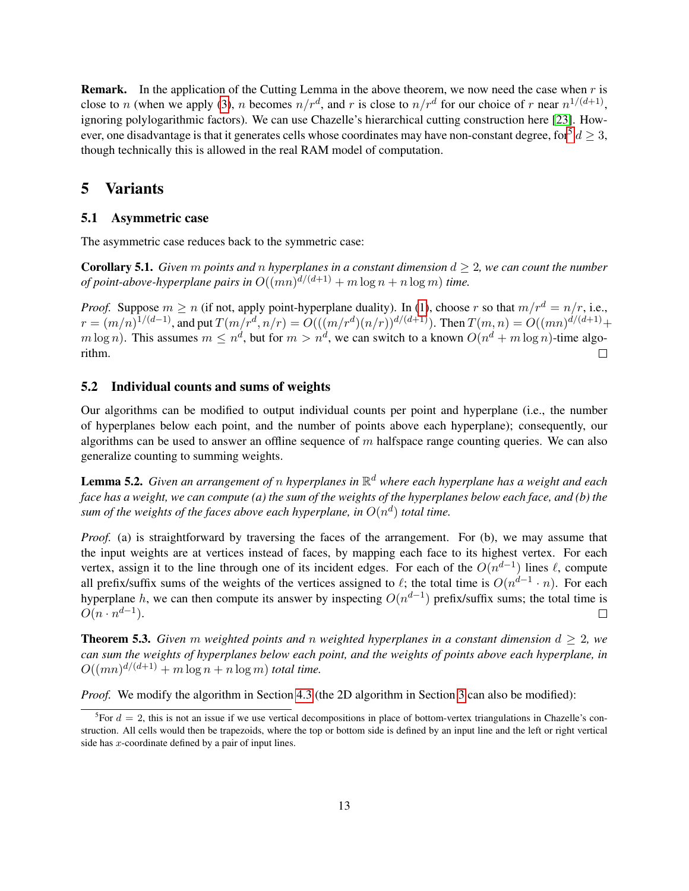**Remark.** In the application of the Cutting Lemma in the above theorem, we now need the case when $r$ is close to $n$ (when we apply (3), $n$ becomes $n/r^d$, and $r$ is close to $n/r^d$ for our choice of $r$ near $n^{1/(d+1)}$, ignoring polylogarithmic factors). We can use Chazelle's hierarchical cutting construction here [23]. However, one disadvantage is that it generates cells whose coordinates may have non-constant degree, for[5] $d \geq 3$, though technically this is allowed in the real RAM model of computation.

# 5 Variants

## 5.1 Asymmetric case

The asymmetric case reduces back to the symmetric case:

**Corollary 5.1.** *Given $m$ points and $n$ hyperplanes in a constant dimension $d \geq 2$, we can count the number of point-above-hyperplane pairs in $O((mn)^{d/(d+1)} + m \log n + n \log m)$ time.*

*Proof.* Suppose $m \geq n$ (if not, apply point-hyperplane duality). In (1), choose $r$ so that $m/r^d = n/r$, i.e., $r = (m/n)^{1/(d-1)}$, and put $T(m/r^d, n/r) = O(((m/r^d)(n/r))^{d/(d+1)})$. Then $T(m,n) = O((mn)^{d/(d+1)} + m \log n)$. This assumes $m \leq n^d$, but for $m > n^d$, we can switch to a known $O(n^d + m \log n)$-time algorithm. ◻

## 5.2 Individual counts and sums of weights

Our algorithms can be modified to output individual counts per point and hyperplane (i.e., the number of hyperplanes below each point, and the number of points above each hyperplane); consequently, our algorithms can be used to answer an offline sequence of $m$ halfspace range counting queries. We can also generalize counting to summing weights.

**Lemma 5.2.** *Given an arrangement of $n$ hyperplanes in $\mathbb{R}^d$ where each hyperplane has a weight and each face has a weight, we can compute (a) the sum of the weights of the hyperplanes below each face, and (b) the sum of the weights of the faces above each hyperplane, in $O(n^d)$ total time.*

*Proof.* (a) is straightforward by traversing the faces of the arrangement. For (b), we may assume that the input weights are at vertices instead of faces, by mapping each face to its highest vertex. For each vertex, assign it to the line through one of its incident edges. For each of the $O(n^{d-1})$ lines $\ell$, compute all prefix/suffix sums of the weights of the vertices assigned to $\ell$; the total time is $O(n^{d-1} \cdot n)$. For each hyperplane $h$, we can then compute its answer by inspecting $O(n^{d-1})$ prefix/suffix sums; the total time is $O(n \cdot n^{d-1})$. ◻

**Theorem 5.3.** *Given $m$ weighted points and $n$ weighted hyperplanes in a constant dimension $d \geq 2$, we can sum the weights of hyperplanes below each point, and the weights of points above each hyperplane, in $O((mn)^{d/(d+1)} + m \log n + n \log m)$ total time.*

*Proof.* We modify the algorithm in Section 4.3 (the 2D algorithm in Section 3 can also be modified):

[5] For $d = 2$, this is not an issue if we use vertical decompositions in place of bottom-vertex triangulations in Chazelle's construction. All cells would then be trapezoids, where the top or bottom side is defined by an input line and the left or right vertical side has $x$-coordinate defined by a pair of input lines.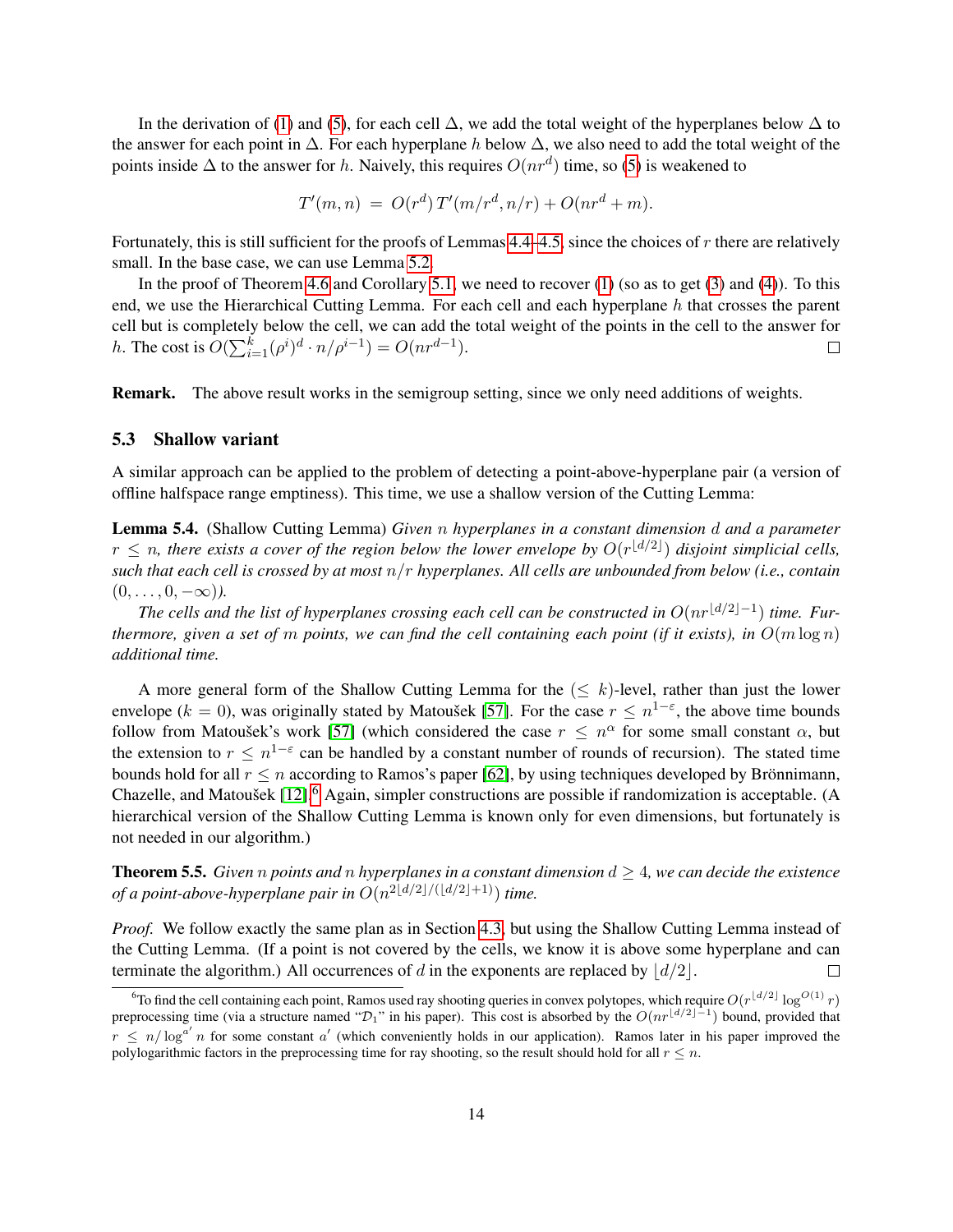In the derivation of (1) and (5), for each cell $\Delta$, we add the total weight of the hyperplanes below $\Delta$ to the answer for each point in $\Delta$. For each hyperplane $h$ below $\Delta$, we also need to add the total weight of the points inside $\Delta$ to the answer for $h$. Naively, this requires $O(nr^d)$ time, so (5) is weakened to

$$T'(m,n) \;=\; O(r^d)\,T'(m/r^d, n/r) + O(nr^d + m).$$

Fortunately, this is still sufficient for the proofs of Lemmas 4.4–4.5, since the choices of $r$ there are relatively small. In the base case, we can use Lemma 5.2.

In the proof of Theorem 4.6 and Corollary 5.1, we need to recover (1) (so as to get (3) and (4)). To this end, we use the Hierarchical Cutting Lemma. For each cell and each hyperplane $h$ that crosses the parent cell but is completely below the cell, we can add the total weight of the points in the cell to the answer for $h$. The cost is $O(\sum_{i=1}^{k}(\rho^i)^d \cdot n/\rho^{i-1}) = O(nr^{d-1})$. ◻

**Remark.** The above result works in the semigroup setting, since we only need additions of weights.

### 5.3 Shallow variant

A similar approach can be applied to the problem of detecting a point-above-hyperplane pair (a version of offline halfspace range emptiness). This time, we use a shallow version of the Cutting Lemma:

**Lemma 5.4.** (Shallow Cutting Lemma) *Given $n$ hyperplanes in a constant dimension $d$ and a parameter $r \le n$, there exists a cover of the region below the lower envelope by $O(r^{\lfloor d/2 \rfloor})$ disjoint simplicial cells, such that each cell is crossed by at most $n/r$ hyperplanes. All cells are unbounded from below (i.e., contain $(0,\dots,0,-\infty)$).*

*The cells and the list of hyperplanes crossing each cell can be constructed in $O(nr^{\lfloor d/2 \rfloor -1})$ time. Furthermore, given a set of $m$ points, we can find the cell containing each point (if it exists), in $O(m\log n)$ additional time.*

A more general form of the Shallow Cutting Lemma for the ($\le k$)-level, rather than just the lower envelope ($k = 0$), was originally stated by Matoušek [57]. For the case $r \le n^{1-\varepsilon}$, the above time bounds follow from Matoušek's work [57] (which considered the case $r \le n^{\alpha}$ for some small constant $\alpha$, but the extension to $r \le n^{1-\varepsilon}$ can be handled by a constant number of rounds of recursion). The stated time bounds hold for all $r \le n$ according to Ramos's paper [62], by using techniques developed by Brönnimann, Chazelle, and Matoušek [12].[6] Again, simpler constructions are possible if randomization is acceptable. (A hierarchical version of the Shallow Cutting Lemma is known only for even dimensions, but fortunately is not needed in our algorithm.)

**Theorem 5.5.** *Given $n$ points and $n$ hyperplanes in a constant dimension $d \ge 4$, we can decide the existence of a point-above-hyperplane pair in $O(n^{2\lfloor d/2 \rfloor/(\lfloor d/2 \rfloor+1)})$ time.*

*Proof.* We follow exactly the same plan as in Section 4.3, but using the Shallow Cutting Lemma instead of the Cutting Lemma. (If a point is not covered by the cells, we know it is above some hyperplane and can terminate the algorithm.) All occurrences of $d$ in the exponents are replaced by $\lfloor d/2 \rfloor$. ◻

[6] To find the cell containing each point, Ramos used ray shooting queries in convex polytopes, which require $O(r^{\lfloor d/2 \rfloor}\log^{O(1)} r)$ preprocessing time (via a structure named "$\mathcal{D}_1$" in his paper). This cost is absorbed by the $O(nr^{\lfloor d/2 \rfloor -1})$ bound, provided that $r \le n/\log^{a'} n$ for some constant $a'$ (which conveniently holds in our application). Ramos later in his paper improved the polylogarithmic factors in the preprocessing time for ray shooting, so the result should hold for all $r \le n$.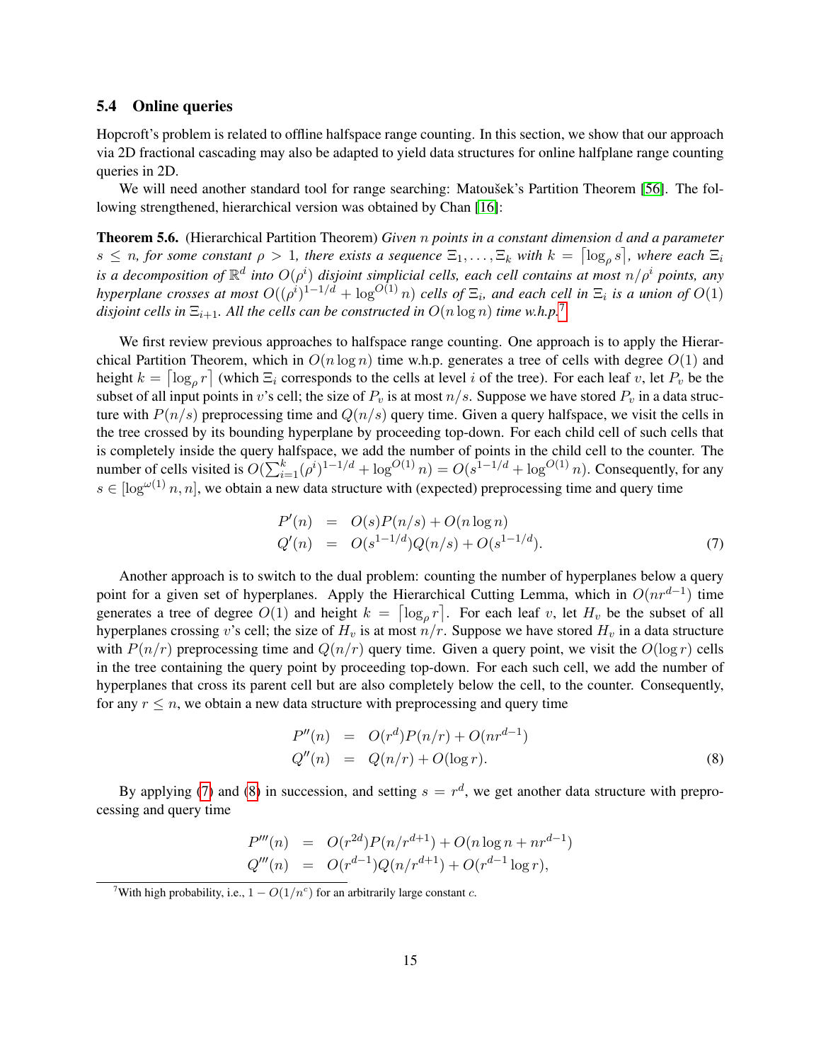### 5.4 Online queries

Hopcroft's problem is related to offline halfspace range counting. In this section, we show that our approach via 2D fractional cascading may also be adapted to yield data structures for online halfplane range counting queries in 2D.

We will need another standard tool for range searching: Matoušek's Partition Theorem [56]. The following strengthened, hierarchical version was obtained by Chan [16]:

**Theorem 5.6.** (Hierarchical Partition Theorem) *Given $n$ points in a constant dimension $d$ and a parameter $s \leq n$, for some constant $\rho > 1$, there exists a sequence $\Xi_1, \ldots, \Xi_k$ with $k = \lceil \log_\rho s \rceil$, where each $\Xi_i$ is a decomposition of $\mathbb{R}^d$ into $O(\rho^i)$ disjoint simplicial cells, each cell contains at most $n/\rho^i$ points, any hyperplane crosses at most $O((\rho^i)^{1-1/d} + \log^{O(1)} n)$ cells of $\Xi_i$, and each cell in $\Xi_i$ is a union of $O(1)$ disjoint cells in $\Xi_{i+1}$. All the cells can be constructed in $O(n \log n)$ time w.h.p.*[7]

We first review previous approaches to halfspace range counting. One approach is to apply the Hierarchical Partition Theorem, which in $O(n \log n)$ time w.h.p. generates a tree of cells with degree $O(1)$ and height $k = \lceil \log_\rho r \rceil$ (which $\Xi_i$ corresponds to the cells at level $i$ of the tree). For each leaf $v$, let $P_v$ be the subset of all input points in $v$'s cell; the size of $P_v$ is at most $n/s$. Suppose we have stored $P_v$ in a data structure with $P(n/s)$ preprocessing time and $Q(n/s)$ query time. Given a query halfspace, we visit the cells in the tree crossed by its bounding hyperplane by proceeding top-down. For each child cell of such cells that is completely inside the query halfspace, we add the number of points in the child cell to the counter. The number of cells visited is $O(\sum_{i=1}^{k} (\rho^i)^{1-1/d} + \log^{O(1)} n) = O(s^{1-1/d} + \log^{O(1)} n)$. Consequently, for any $s \in [\log^{\omega(1)} n, n]$, we obtain a new data structure with (expected) preprocessing time and query time

$$
\begin{aligned}
P'(n) &= O(s)P(n/s) + O(n \log n) \\
Q'(n) &= O(s^{1-1/d})Q(n/s) + O(s^{1-1/d}).
\end{aligned} \tag{7}
$$

Another approach is to switch to the dual problem: counting the number of hyperplanes below a query point for a given set of hyperplanes. Apply the Hierarchical Cutting Lemma, which in $O(nr^{d-1})$ time generates a tree of degree $O(1)$ and height $k = \lceil \log_\rho r \rceil$. For each leaf $v$, let $H_v$ be the subset of all hyperplanes crossing $v$'s cell; the size of $H_v$ is at most $n/r$. Suppose we have stored $H_v$ in a data structure with $P(n/r)$ preprocessing time and $Q(n/r)$ query time. Given a query point, we visit the $O(\log r)$ cells in the tree containing the query point by proceeding top-down. For each such cell, we add the number of hyperplanes that cross its parent cell but are also completely below the cell, to the counter. Consequently, for any $r \leq n$, we obtain a new data structure with preprocessing and query time

$$
\begin{aligned}
P''(n) &= O(r^d)P(n/r) + O(nr^{d-1}) \\
Q''(n) &= Q(n/r) + O(\log r).
\end{aligned} \tag{8}
$$

By applying (7) and (8) in succession, and setting $s = r^d$, we get another data structure with preprocessing and query time

$$
\begin{aligned}
P'''(n) &= O(r^{2d})P(n/r^{d+1}) + O(n \log n + nr^{d-1}) \\
Q'''(n) &= O(r^{d-1})Q(n/r^{d+1}) + O(r^{d-1} \log r),
\end{aligned}
$$

[7] With high probability, i.e., $1 - O(1/n^c)$ for an arbitrarily large constant $c$.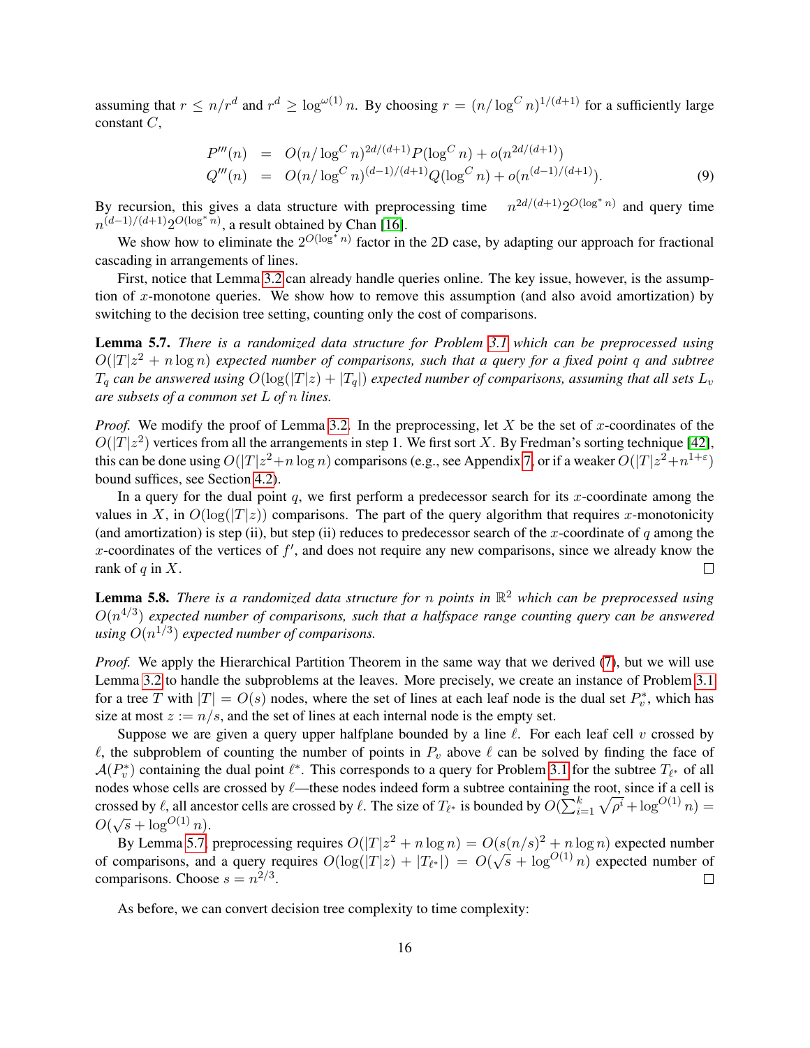assuming that $r \le n/r^d$ and $r^d \ge \log^{\omega(1)} n$. By choosing $r = (n/\log^C n)^{1/(d+1)}$ for a sufficiently large constant $C$,

$$
\begin{aligned}
P'''(n) &= O(n/\log^C n)^{2d/(d+1)} P(\log^C n) + o(n^{2d/(d+1)}) \\
Q'''(n) &= O(n/\log^C n)^{(d-1)/(d+1)} Q(\log^C n) + o(n^{(d-1)/(d+1)}).
\end{aligned}
\tag{9}
$$

By recursion, this gives a data structure with preprocessing time $n^{2d/(d+1)} 2^{O(\log^* n)}$ and query time $n^{(d-1)/(d+1)} 2^{O(\log^* n)}$, a result obtained by Chan [16].

We show how to eliminate the $2^{O(\log^* n)}$ factor in the 2D case, by adapting our approach for fractional cascading in arrangements of lines.

First, notice that Lemma 3.2 can already handle queries online. The key issue, however, is the assumption of $x$-monotone queries. We show how to remove this assumption (and also avoid amortization) by switching to the decision tree setting, counting only the cost of comparisons.

**Lemma 5.7.** *There is a randomized data structure for Problem 3.1 which can be preprocessed using $O(|T|z^2 + n\log n)$ expected number of comparisons, such that a query for a fixed point $q$ and subtree $T_q$ can be answered using $O(\log(|T|z) + |T_q|)$ expected number of comparisons, assuming that all sets $L_v$ are subsets of a common set $L$ of $n$ lines.*

*Proof.* We modify the proof of Lemma 3.2. In the preprocessing, let $X$ be the set of $x$-coordinates of the $O(|T|z^2)$ vertices from all the arrangements in step 1. We first sort $X$. By Fredman's sorting technique [42], this can be done using $O(|T|z^2 + n\log n)$ comparisons (e.g., see Appendix 7, or if a weaker $O(|T|z^2 + n^{1+\varepsilon})$ bound suffices, see Section 4.2).

In a query for the dual point $q$, we first perform a predecessor search for its $x$-coordinate among the values in $X$, in $O(\log(|T|z))$ comparisons. The part of the query algorithm that requires $x$-monotonicity (and amortization) is step (ii), but step (ii) reduces to predecessor search of the $x$-coordinate of $q$ among the $x$-coordinates of the vertices of $f'$, and does not require any new comparisons, since we already know the rank of $q$ in $X$. ◻

**Lemma 5.8.** *There is a randomized data structure for $n$ points in $\mathbb{R}^2$ which can be preprocessed using $O(n^{4/3})$ expected number of comparisons, such that a halfspace range counting query can be answered using $O(n^{1/3})$ expected number of comparisons.*

*Proof.* We apply the Hierarchical Partition Theorem in the same way that we derived (7), but we will use Lemma 3.2 to handle the subproblems at the leaves. More precisely, we create an instance of Problem 3.1 for a tree $T$ with $|T| = O(s)$ nodes, where the set of lines at each leaf node is the dual set $P_v^*$, which has size at most $z := n/s$, and the set of lines at each internal node is the empty set.

Suppose we are given a query upper halfplane bounded by a line $\ell$. For each leaf cell $v$ crossed by $\ell$, the subproblem of counting the number of points in $P_v$ above $\ell$ can be solved by finding the face of $\mathcal{A}(P_v^*)$ containing the dual point $\ell^*$. This corresponds to a query for Problem 3.1 for the subtree $T_{\ell^*}$ of all nodes whose cells are crossed by $\ell$—these nodes indeed form a subtree containing the root, since if a cell is crossed by $\ell$, all ancestor cells are crossed by $\ell$. The size of $T_{\ell^*}$ is bounded by $O(\sum_{i=1}^k \sqrt{\rho^i} + \log^{O(1)} n) = O(\sqrt{s} + \log^{O(1)} n)$.

By Lemma 5.7, preprocessing requires $O(|T|z^2 + n\log n) = O(s(n/s)^2 + n\log n)$ expected number of comparisons, and a query requires $O(\log(|T|z) + |T_{\ell^*}|) = O(\sqrt{s} + \log^{O(1)} n)$ expected number of comparisons. Choose $s = n^{2/3}$. ◻

As before, we can convert decision tree complexity to time complexity: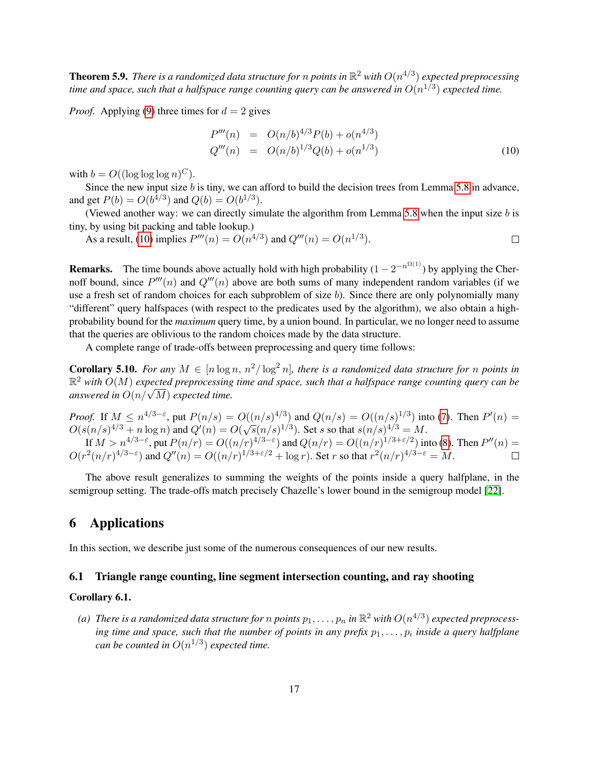**Theorem 5.9.** *There is a randomized data structure for $n$ points in $\mathbb{R}^2$ with $O(n^{4/3})$ expected preprocessing time and space, such that a halfspace range counting query can be answered in $O(n^{1/3})$ expected time.*

*Proof.* Applying (9) three times for $d = 2$ gives

$$\begin{aligned} P'''(n) &= O(n/b)^{4/3} P(b) + o(n^{4/3}) \\ Q'''(n) &= O(n/b)^{1/3} Q(b) + o(n^{1/3}) \end{aligned} \tag{10}$$

with $b = O((\log\log\log n)^C)$.

Since the new input size $b$ is tiny, we can afford to build the decision trees from Lemma 5.8 in advance, and get $P(b) = O(b^{4/3})$ and $Q(b) = O(b^{1/3})$.

(Viewed another way: we can directly simulate the algorithm from Lemma 5.8 when the input size $b$ is tiny, by using bit packing and table lookup.)

As a result, (10) implies $P'''(n) = O(n^{4/3})$ and $Q'''(n) = O(n^{1/3})$. ∎

**Remarks.** The time bounds above actually hold with high probability ($1 - 2^{-n^{\Omega(1)}}$) by applying the Chernoff bound, since $P'''(n)$ and $Q'''(n)$ above are both sums of many independent random variables (if we use a fresh set of random choices for each subproblem of size $b$). Since there are only polynomially many "different" query halfspaces (with respect to the predicates used by the algorithm), we also obtain a high-probability bound for the *maximum* query time, by a union bound. In particular, we no longer need to assume that the queries are oblivious to the random choices made by the data structure.

A complete range of trade-offs between preprocessing and query time follows:

**Corollary 5.10.** *For any $M \in [n \log n,\, n^2/\log^2 n]$, there is a randomized data structure for $n$ points in $\mathbb{R}^2$ with $O(M)$ expected preprocessing time and space, such that a halfspace range counting query can be answered in $O(n/\sqrt{M})$ expected time.*

*Proof.* If $M \le n^{4/3-\varepsilon}$, put $P(n/s) = O((n/s)^{4/3})$ and $Q(n/s) = O((n/s)^{1/3})$ into (7). Then $P'(n) = O(s(n/s)^{4/3} + n \log n)$ and $Q'(n) = O(\sqrt{s}(n/s)^{1/3})$. Set $s$ so that $s(n/s)^{4/3} = M$.

If $M > n^{4/3-\varepsilon}$, put $P(n/r) = O((n/r)^{4/3-\varepsilon})$ and $Q(n/r) = O((n/r)^{1/3+\varepsilon/2})$ into (8). Then $P''(n) = O(r^2(n/r)^{4/3-\varepsilon})$ and $Q''(n) = O((n/r)^{1/3+\varepsilon/2} + \log r)$. Set $r$ so that $r^2(n/r)^{4/3-\varepsilon} = M$. ∎

The above result generalizes to summing the weights of the points inside a query halfplane, in the semigroup setting. The trade-offs match precisely Chazelle's lower bound in the semigroup model [22].

# 6 Applications

In this section, we describe just some of the numerous consequences of our new results.

## 6.1 Triangle range counting, line segment intersection counting, and ray shooting

**Corollary 6.1.**

(a) *There is a randomized data structure for $n$ points $p_1, \ldots, p_n$ in $\mathbb{R}^2$ with $O(n^{4/3})$ expected preprocessing time and space, such that the number of points in any prefix $p_1, \ldots, p_i$ inside a query halfplane can be counted in $O(n^{1/3})$ expected time.*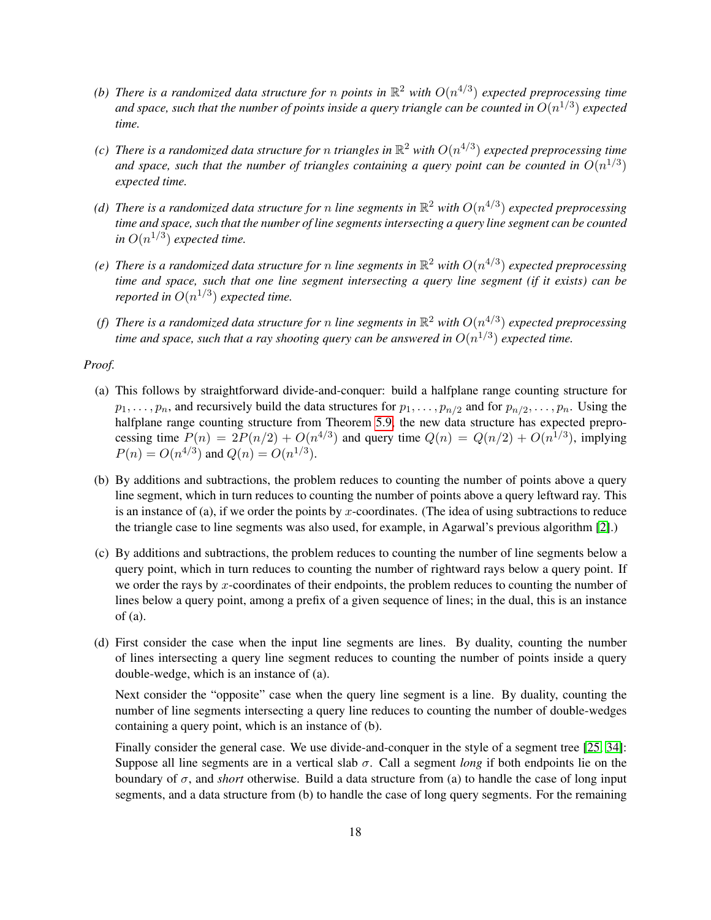*(b) There is a randomized data structure for $n$ points in $\mathbb{R}^2$ with $O(n^{4/3})$ expected preprocessing time and space, such that the number of points inside a query triangle can be counted in $O(n^{1/3})$ expected time.*

*(c) There is a randomized data structure for $n$ triangles in $\mathbb{R}^2$ with $O(n^{4/3})$ expected preprocessing time and space, such that the number of triangles containing a query point can be counted in $O(n^{1/3})$ expected time.*

*(d) There is a randomized data structure for $n$ line segments in $\mathbb{R}^2$ with $O(n^{4/3})$ expected preprocessing time and space, such that the number of line segments intersecting a query line segment can be counted in $O(n^{1/3})$ expected time.*

*(e) There is a randomized data structure for $n$ line segments in $\mathbb{R}^2$ with $O(n^{4/3})$ expected preprocessing time and space, such that one line segment intersecting a query line segment (if it exists) can be reported in $O(n^{1/3})$ expected time.*

*(f) There is a randomized data structure for $n$ line segments in $\mathbb{R}^2$ with $O(n^{4/3})$ expected preprocessing time and space, such that a ray shooting query can be answered in $O(n^{1/3})$ expected time.*

*Proof.*

(a) This follows by straightforward divide-and-conquer: build a halfplane range counting structure for $p_1, \ldots, p_n$, and recursively build the data structures for $p_1, \ldots, p_{n/2}$ and for $p_{n/2}, \ldots, p_n$. Using the halfplane range counting structure from Theorem 5.9, the new data structure has expected preprocessing time $P(n) = 2P(n/2) + O(n^{4/3})$ and query time $Q(n) = Q(n/2) + O(n^{1/3})$, implying $P(n) = O(n^{4/3})$ and $Q(n) = O(n^{1/3})$.

(b) By additions and subtractions, the problem reduces to counting the number of points above a query line segment, which in turn reduces to counting the number of points above a query leftward ray. This is an instance of (a), if we order the points by $x$-coordinates. (The idea of using subtractions to reduce the triangle case to line segments was also used, for example, in Agarwal's previous algorithm [2].)

(c) By additions and subtractions, the problem reduces to counting the number of line segments below a query point, which in turn reduces to counting the number of rightward rays below a query point. If we order the rays by $x$-coordinates of their endpoints, the problem reduces to counting the number of lines below a query point, among a prefix of a given sequence of lines; in the dual, this is an instance of (a).

(d) First consider the case when the input line segments are lines. By duality, counting the number of lines intersecting a query line segment reduces to counting the number of points inside a query double-wedge, which is an instance of (a).

Next consider the "opposite" case when the query line segment is a line. By duality, counting the number of line segments intersecting a query line reduces to counting the number of double-wedges containing a query point, which is an instance of (b).

Finally consider the general case. We use divide-and-conquer in the style of a segment tree [25, 34]: Suppose all line segments are in a vertical slab $\sigma$. Call a segment *long* if both endpoints lie on the boundary of $\sigma$, and *short* otherwise. Build a data structure from (a) to handle the case of long input segments, and a data structure from (b) to handle the case of long query segments. For the remaining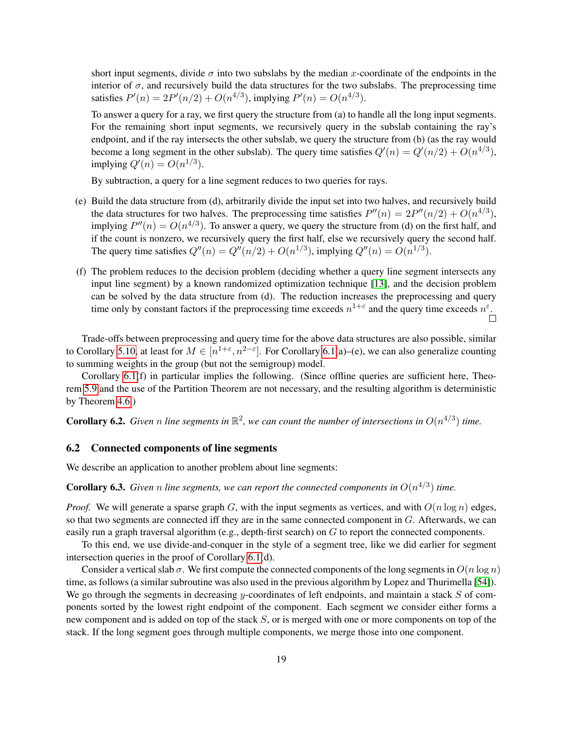short input segments, divide $\sigma$ into two subslabs by the median $x$-coordinate of the endpoints in the interior of $\sigma$, and recursively build the data structures for the two subslabs. The preprocessing time satisfies $P'(n) = 2P'(n/2) + O(n^{4/3})$, implying $P'(n) = O(n^{4/3})$.

To answer a query for a ray, we first query the structure from (a) to handle all the long input segments. For the remaining short input segments, we recursively query in the subslab containing the ray's endpoint, and if the ray intersects the other subslab, we query the structure from (b) (as the ray would become a long segment in the other subslab). The query time satisfies $Q'(n) = Q'(n/2) + O(n^{4/3})$, implying $Q'(n) = O(n^{1/3})$.

By subtraction, a query for a line segment reduces to two queries for rays.

(e) Build the data structure from (d), arbitrarily divide the input set into two halves, and recursively build the data structures for two halves. The preprocessing time satisfies $P''(n) = 2P''(n/2) + O(n^{4/3})$, implying $P''(n) = O(n^{4/3})$. To answer a query, we query the structure from (d) on the first half, and if the count is nonzero, we recursively query the first half, else we recursively query the second half. The query time satisfies $Q''(n) = Q''(n/2) + O(n^{1/3})$, implying $Q''(n) = O(n^{1/3})$.

(f) The problem reduces to the decision problem (deciding whether a query line segment intersects any input line segment) by a known randomized optimization technique [13], and the decision problem can be solved by the data structure from (d). The reduction increases the preprocessing and query time only by constant factors if the preprocessing time exceeds $n^{1+\varepsilon}$ and the query time exceeds $n^{\varepsilon}$. □

Trade-offs between preprocessing and query time for the above data structures are also possible, similar to Corollary 5.10, at least for $M \in [n^{1+\varepsilon}, n^{2-\varepsilon}]$. For Corollary 6.1(a)–(e), we can also generalize counting to summing weights in the group (but not the semigroup) model.

Corollary 6.1(f) in particular implies the following. (Since offline queries are sufficient here, Theorem 5.9 and the use of the Partition Theorem are not necessary, and the resulting algorithm is deterministic by Theorem 4.6.)

**Corollary 6.2.** *Given $n$ line segments in $\mathbb{R}^2$, we can count the number of intersections in $O(n^{4/3})$ time.*

## 6.2 Connected components of line segments

We describe an application to another problem about line segments:

**Corollary 6.3.** *Given $n$ line segments, we can report the connected components in $O(n^{4/3})$ time.*

*Proof.* We will generate a sparse graph $G$, with the input segments as vertices, and with $O(n \log n)$ edges, so that two segments are connected iff they are in the same connected component in $G$. Afterwards, we can easily run a graph traversal algorithm (e.g., depth-first search) on $G$ to report the connected components.

To this end, we use divide-and-conquer in the style of a segment tree, like we did earlier for segment intersection queries in the proof of Corollary 6.1(d).

Consider a vertical slab $\sigma$. We first compute the connected components of the long segments in $O(n \log n)$ time, as follows (a similar subroutine was also used in the previous algorithm by Lopez and Thurimella [54]). We go through the segments in decreasing $y$-coordinates of left endpoints, and maintain a stack $S$ of components sorted by the lowest right endpoint of the component. Each segment we consider either forms a new component and is added on top of the stack $S$, or is merged with one or more components on top of the stack. If the long segment goes through multiple components, we merge those into one component.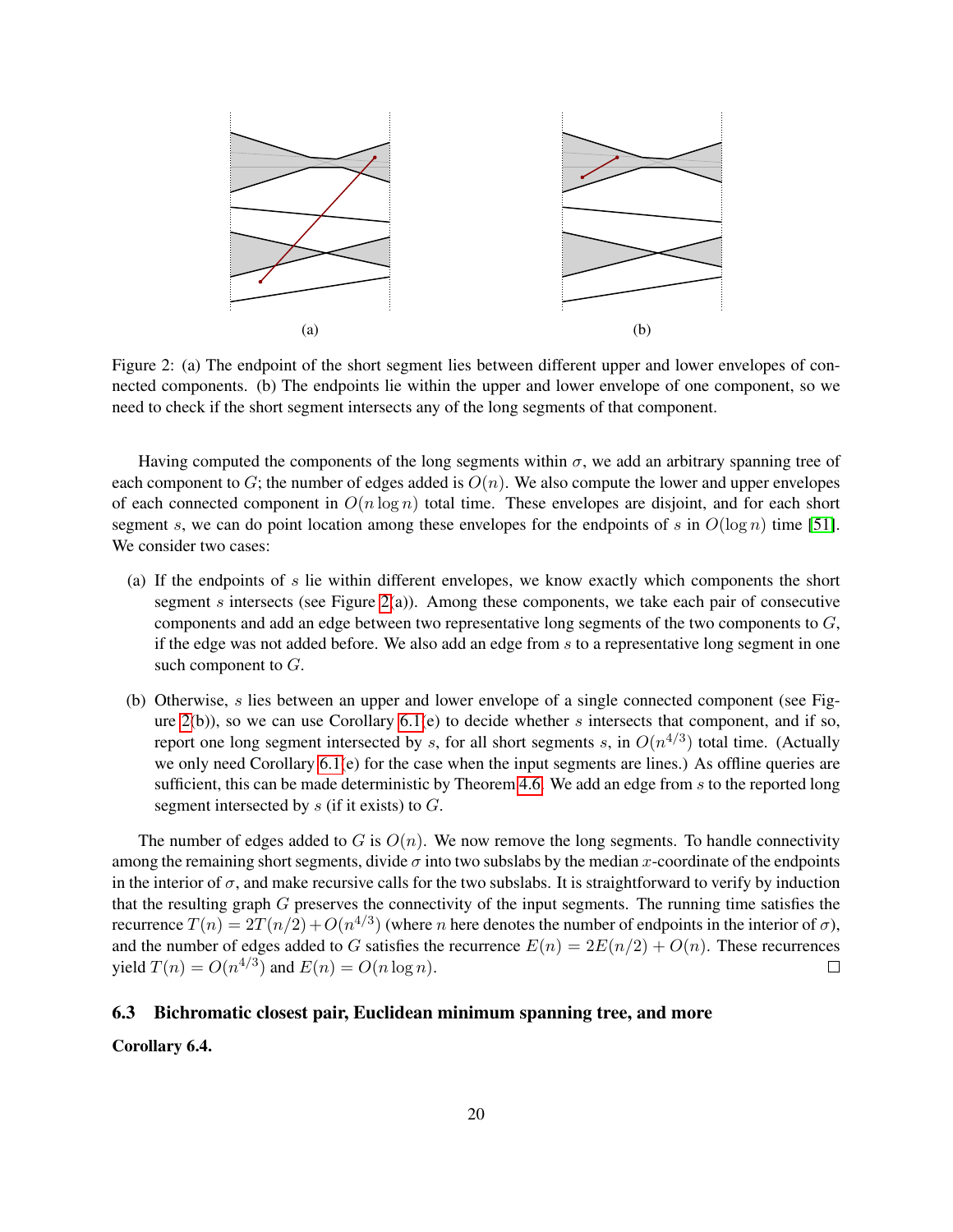(a) (b)

Figure 2: (a) The endpoint of the short segment lies between different upper and lower envelopes of connected components. (b) The endpoints lie within the upper and lower envelope of one component, so we need to check if the short segment intersects any of the long segments of that component.

Having computed the components of the long segments within $\sigma$, we add an arbitrary spanning tree of each component to $G$; the number of edges added is $O(n)$. We also compute the lower and upper envelopes of each connected component in $O(n \log n)$ total time. These envelopes are disjoint, and for each short segment $s$, we can do point location among these envelopes for the endpoints of $s$ in $O(\log n)$ time [51]. We consider two cases:

(a) If the endpoints of $s$ lie within different envelopes, we know exactly which components the short segment $s$ intersects (see Figure 2(a)). Among these components, we take each pair of consecutive components and add an edge between two representative long segments of the two components to $G$, if the edge was not added before. We also add an edge from $s$ to a representative long segment in one such component to $G$.

(b) Otherwise, $s$ lies between an upper and lower envelope of a single connected component (see Figure 2(b)), so we can use Corollary 6.1(e) to decide whether $s$ intersects that component, and if so, report one long segment intersected by $s$, for all short segments $s$, in $O(n^{4/3})$ total time. (Actually we only need Corollary 6.1(e) for the case when the input segments are lines.) As offline queries are sufficient, this can be made deterministic by Theorem 4.6. We add an edge from $s$ to the reported long segment intersected by $s$ (if it exists) to $G$.

The number of edges added to $G$ is $O(n)$. We now remove the long segments. To handle connectivity among the remaining short segments, divide $\sigma$ into two subslabs by the median $x$-coordinate of the endpoints in the interior of $\sigma$, and make recursive calls for the two subslabs. It is straightforward to verify by induction that the resulting graph $G$ preserves the connectivity of the input segments. The running time satisfies the recurrence $T(n) = 2T(n/2) + O(n^{4/3})$ (where $n$ here denotes the number of endpoints in the interior of $\sigma$), and the number of edges added to $G$ satisfies the recurrence $E(n) = 2E(n/2) + O(n)$. These recurrences yield $T(n) = O(n^{4/3})$ and $E(n) = O(n \log n)$. □

### 6.3 Bichromatic closest pair, Euclidean minimum spanning tree, and more

**Corollary 6.4.**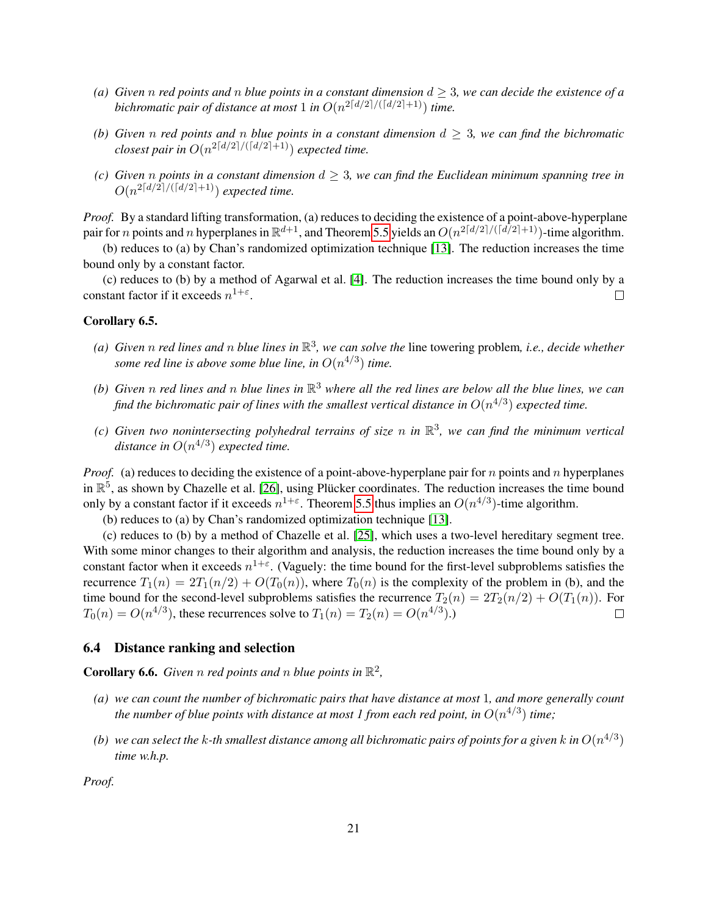- *(a) Given $n$ red points and $n$ blue points in a constant dimension $d \geq 3$, we can decide the existence of a bichromatic pair of distance at most 1 in $O(n^{2\lceil d/2\rceil/(\lceil d/2\rceil+1)})$ time.*
- *(b) Given $n$ red points and $n$ blue points in a constant dimension $d \geq 3$, we can find the bichromatic closest pair in $O(n^{2\lceil d/2\rceil/(\lceil d/2\rceil+1)})$ expected time.*
- *(c) Given $n$ points in a constant dimension $d \geq 3$, we can find the Euclidean minimum spanning tree in $O(n^{2\lceil d/2\rceil/(\lceil d/2\rceil+1)})$ expected time.*

*Proof.* By a standard lifting transformation, (a) reduces to deciding the existence of a point-above-hyperplane pair for $n$ points and $n$ hyperplanes in $\mathbb{R}^{d+1}$, and Theorem 5.5 yields an $O(n^{2\lceil d/2\rceil/(\lceil d/2\rceil+1)})$-time algorithm.

(b) reduces to (a) by Chan's randomized optimization technique [13]. The reduction increases the time bound only by a constant factor.

(c) reduces to (b) by a method of Agarwal et al. [4]. The reduction increases the time bound only by a constant factor if it exceeds $n^{1+\varepsilon}$. $\square$

**Corollary 6.5.**

- *(a) Given $n$ red lines and $n$ blue lines in $\mathbb{R}^3$, we can solve the* line towering problem*, i.e., decide whether some red line is above some blue line, in $O(n^{4/3})$ time.*
- *(b) Given $n$ red lines and $n$ blue lines in $\mathbb{R}^3$ where all the red lines are below all the blue lines, we can find the bichromatic pair of lines with the smallest vertical distance in $O(n^{4/3})$ expected time.*
- *(c) Given two nonintersecting polyhedral terrains of size $n$ in $\mathbb{R}^3$, we can find the minimum vertical distance in $O(n^{4/3})$ expected time.*

*Proof.* (a) reduces to deciding the existence of a point-above-hyperplane pair for $n$ points and $n$ hyperplanes in $\mathbb{R}^5$, as shown by Chazelle et al. [26], using Plücker coordinates. The reduction increases the time bound only by a constant factor if it exceeds $n^{1+\varepsilon}$. Theorem 5.5 thus implies an $O(n^{4/3})$-time algorithm.

(b) reduces to (a) by Chan's randomized optimization technique [13].

(c) reduces to (b) by a method of Chazelle et al. [25], which uses a two-level hereditary segment tree. With some minor changes to their algorithm and analysis, the reduction increases the time bound only by a constant factor when it exceeds $n^{1+\varepsilon}$. (Vaguely: the time bound for the first-level subproblems satisfies the recurrence $T_1(n) = 2T_1(n/2) + O(T_0(n))$, where $T_0(n)$ is the complexity of the problem in (b), and the time bound for the second-level subproblems satisfies the recurrence $T_2(n) = 2T_2(n/2) + O(T_1(n))$. For $T_0(n) = O(n^{4/3})$, these recurrences solve to $T_1(n) = T_2(n) = O(n^{4/3})$.) $\square$

### 6.4 Distance ranking and selection

**Corollary 6.6.** *Given $n$ red points and $n$ blue points in $\mathbb{R}^2$,*

- *(a) we can count the number of bichromatic pairs that have distance at most 1, and more generally count the number of blue points with distance at most 1 from each red point, in $O(n^{4/3})$ time;*
- *(b) we can select the $k$-th smallest distance among all bichromatic pairs of points for a given $k$ in $O(n^{4/3})$ time w.h.p.*

*Proof.*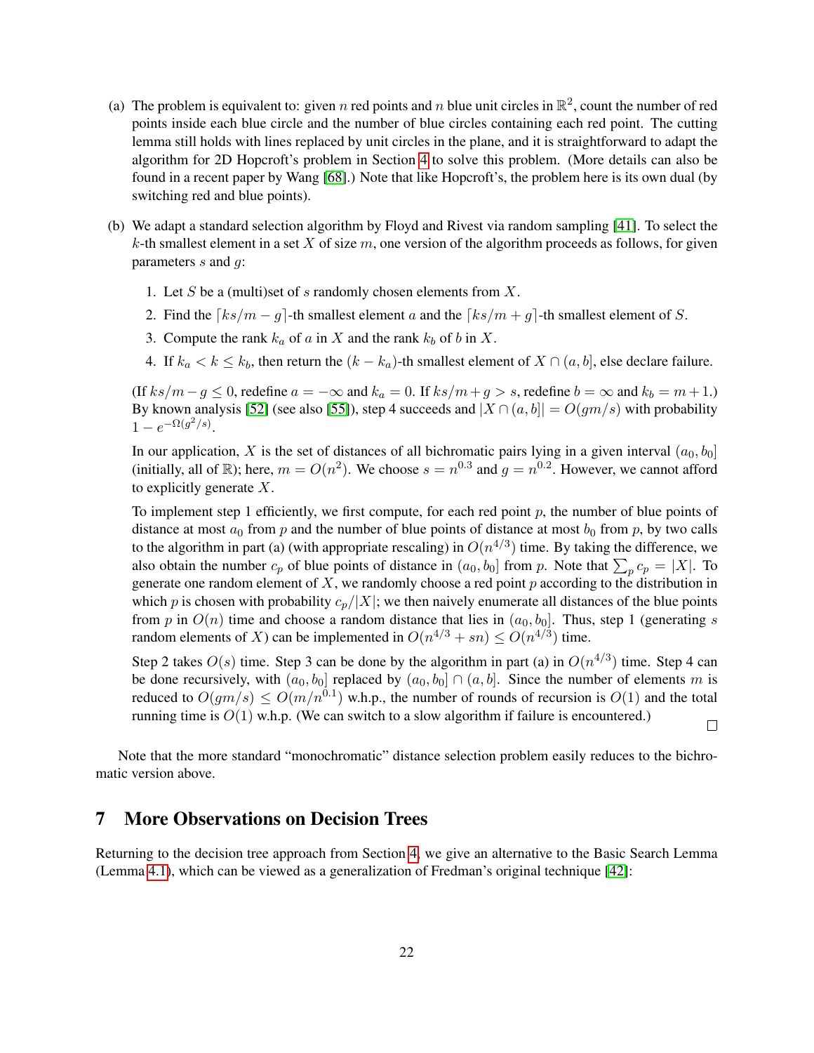(a) The problem is equivalent to: given $n$ red points and $n$ blue unit circles in $\mathbb{R}^2$, count the number of red points inside each blue circle and the number of blue circles containing each red point. The cutting lemma still holds with lines replaced by unit circles in the plane, and it is straightforward to adapt the algorithm for 2D Hopcroft's problem in Section 4 to solve this problem. (More details can also be found in a recent paper by Wang [68].) Note that like Hopcroft's, the problem here is its own dual (by switching red and blue points).

(b) We adapt a standard selection algorithm by Floyd and Rivest via random sampling [41]. To select the $k$-th smallest element in a set $X$ of size $m$, one version of the algorithm proceeds as follows, for given parameters $s$ and $g$:

   1. Let $S$ be a (multi)set of $s$ randomly chosen elements from $X$.
   2. Find the $\lceil ks/m - g \rceil$-th smallest element $a$ and the $\lceil ks/m + g \rceil$-th smallest element of $S$.
   3. Compute the rank $k_a$ of $a$ in $X$ and the rank $k_b$ of $b$ in $X$.
   4. If $k_a < k \le k_b$, then return the $(k - k_a)$-th smallest element of $X \cap (a, b]$, else declare failure.

   (If $ks/m - g \le 0$, redefine $a = -\infty$ and $k_a = 0$. If $ks/m + g > s$, redefine $b = \infty$ and $k_b = m + 1$.) By known analysis [52] (see also [55]), step 4 succeeds and $|X \cap (a, b]| = O(gm/s)$ with probability $1 - e^{-\Omega(g^2/s)}$.

   In our application, $X$ is the set of distances of all bichromatic pairs lying in a given interval $(a_0, b_0]$ (initially, all of $\mathbb{R}$); here, $m = O(n^2)$. We choose $s = n^{0.3}$ and $g = n^{0.2}$. However, we cannot afford to explicitly generate $X$.

   To implement step 1 efficiently, we first compute, for each red point $p$, the number of blue points of distance at most $a_0$ from $p$ and the number of blue points of distance at most $b_0$ from $p$, by two calls to the algorithm in part (a) (with appropriate rescaling) in $O(n^{4/3})$ time. By taking the difference, we also obtain the number $c_p$ of blue points of distance in $(a_0, b_0]$ from $p$. Note that $\sum_p c_p = |X|$. To generate one random element of $X$, we randomly choose a red point $p$ according to the distribution in which $p$ is chosen with probability $c_p/|X|$; we then naively enumerate all distances of the blue points from $p$ in $O(n)$ time and choose a random distance that lies in $(a_0, b_0]$. Thus, step 1 (generating $s$ random elements of $X$) can be implemented in $O(n^{4/3} + sn) \le O(n^{4/3})$ time.

   Step 2 takes $O(s)$ time. Step 3 can be done by the algorithm in part (a) in $O(n^{4/3})$ time. Step 4 can be done recursively, with $(a_0, b_0]$ replaced by $(a_0, b_0] \cap (a, b]$. Since the number of elements $m$ is reduced to $O(gm/s) \le O(m/n^{0.1})$ w.h.p., the number of rounds of recursion is $O(1)$ and the total running time is $O(1)$ w.h.p. (We can switch to a slow algorithm if failure is encountered.) □

Note that the more standard "monochromatic" distance selection problem easily reduces to the bichromatic version above.

## 7 More Observations on Decision Trees

Returning to the decision tree approach from Section 4, we give an alternative to the Basic Search Lemma (Lemma 4.1), which can be viewed as a generalization of Fredman's original technique [42]: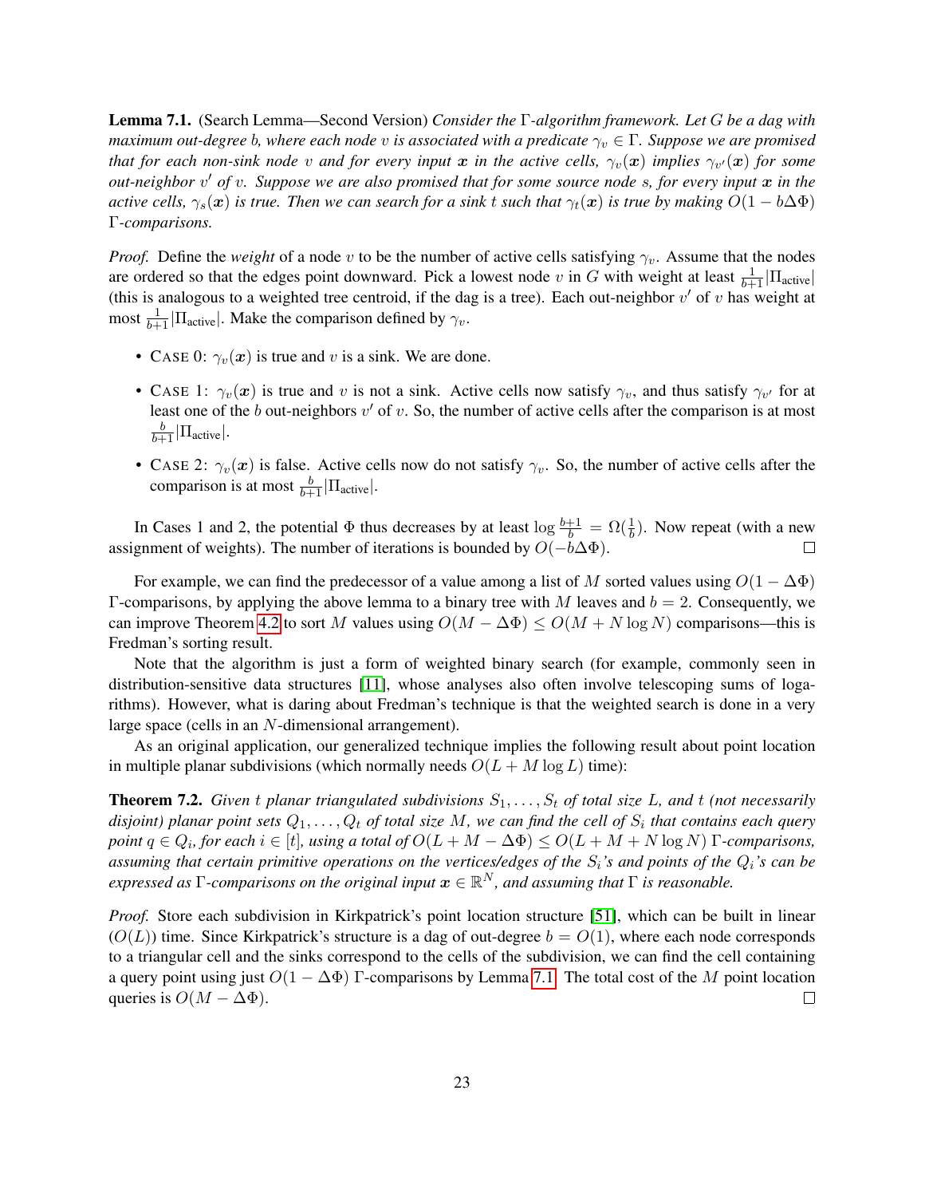**Lemma 7.1.** (Search Lemma—Second Version) *Consider the* $\Gamma$*-algorithm framework. Let* $G$ *be a dag with maximum out-degree* $b$*, where each node* $v$ *is associated with a predicate* $\gamma_v \in \Gamma$*. Suppose we are promised that for each non-sink node* $v$ *and for every input* $\boldsymbol{x}$ *in the active cells,* $\gamma_v(\boldsymbol{x})$ *implies* $\gamma_{v'}(\boldsymbol{x})$ *for some out-neighbor* $v'$ *of* $v$*. Suppose we are also promised that for some source node* $s$*, for every input* $\boldsymbol{x}$ *in the active cells,* $\gamma_s(\boldsymbol{x})$ *is true. Then we can search for a sink* $t$ *such that* $\gamma_t(\boldsymbol{x})$ *is true by making* $O(1 - b\Delta\Phi)$ $\Gamma$*-comparisons.*

*Proof.* Define the *weight* of a node $v$ to be the number of active cells satisfying $\gamma_v$. Assume that the nodes are ordered so that the edges point downward. Pick a lowest node $v$ in $G$ with weight at least $\frac{1}{b+1}|\Pi_{\text{active}}|$ (this is analogous to a weighted tree centroid, if the dag is a tree). Each out-neighbor $v'$ of $v$ has weight at most $\frac{1}{b+1}|\Pi_{\text{active}}|$. Make the comparison defined by $\gamma_v$.

- CASE 0: $\gamma_v(\boldsymbol{x})$ is true and $v$ is a sink. We are done.
- CASE 1: $\gamma_v(\boldsymbol{x})$ is true and $v$ is not a sink. Active cells now satisfy $\gamma_v$, and thus satisfy $\gamma_{v'}$ for at least one of the $b$ out-neighbors $v'$ of $v$. So, the number of active cells after the comparison is at most $\frac{b}{b+1}|\Pi_{\text{active}}|$.
- CASE 2: $\gamma_v(\boldsymbol{x})$ is false. Active cells now do not satisfy $\gamma_v$. So, the number of active cells after the comparison is at most $\frac{b}{b+1}|\Pi_{\text{active}}|$.

In Cases 1 and 2, the potential $\Phi$ thus decreases by at least $\log \frac{b+1}{b} = \Omega(\frac{1}{b})$. Now repeat (with a new assignment of weights). The number of iterations is bounded by $O(-b\Delta\Phi)$. $\square$

For example, we can find the predecessor of a value among a list of $M$ sorted values using $O(1 - \Delta\Phi)$ $\Gamma$-comparisons, by applying the above lemma to a binary tree with $M$ leaves and $b = 2$. Consequently, we can improve Theorem 4.2 to sort $M$ values using $O(M - \Delta\Phi) \le O(M + N \log N)$ comparisons—this is Fredman's sorting result.

Note that the algorithm is just a form of weighted binary search (for example, commonly seen in distribution-sensitive data structures [11], whose analyses also often involve telescoping sums of logarithms). However, what is daring about Fredman's technique is that the weighted search is done in a very large space (cells in an $N$-dimensional arrangement).

As an original application, our generalized technique implies the following result about point location in multiple planar subdivisions (which normally needs $O(L + M \log L)$ time):

**Theorem 7.2.** *Given* $t$ *planar triangulated subdivisions* $S_1, \ldots, S_t$ *of total size* $L$*, and* $t$ *(not necessarily disjoint) planar point sets* $Q_1, \ldots, Q_t$ *of total size* $M$*, we can find the cell of* $S_i$ *that contains each query point* $q \in Q_i$*, for each* $i \in [t]$*, using a total of* $O(L + M - \Delta\Phi) \le O(L + M + N \log N)$ $\Gamma$*-comparisons, assuming that certain primitive operations on the vertices/edges of the* $S_i$*'s and points of the* $Q_i$*'s can be expressed as* $\Gamma$*-comparisons on the original input* $\boldsymbol{x} \in \mathbb{R}^N$*, and assuming that* $\Gamma$ *is reasonable.*

*Proof.* Store each subdivision in Kirkpatrick's point location structure [51], which can be built in linear ($O(L)$) time. Since Kirkpatrick's structure is a dag of out-degree $b = O(1)$, where each node corresponds to a triangular cell and the sinks correspond to the cells of the subdivision, we can find the cell containing a query point using just $O(1 - \Delta\Phi)$ $\Gamma$-comparisons by Lemma 7.1. The total cost of the $M$ point location queries is $O(M - \Delta\Phi)$. $\square$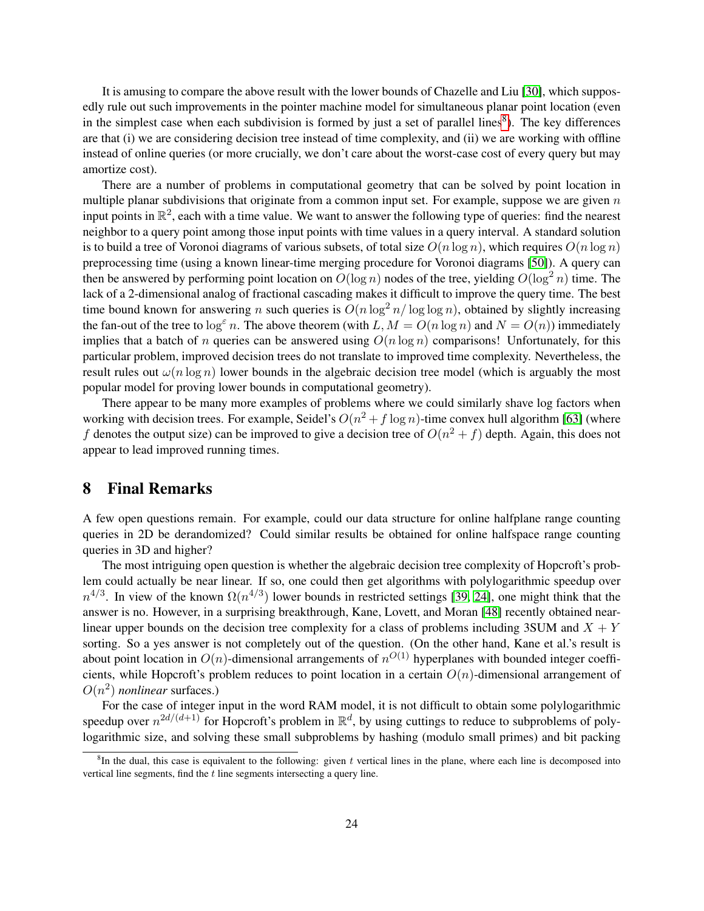It is amusing to compare the above result with the lower bounds of Chazelle and Liu [30], which supposedly rule out such improvements in the pointer machine model for simultaneous planar point location (even in the simplest case when each subdivision is formed by just a set of parallel lines[8]). The key differences are that (i) we are considering decision tree instead of time complexity, and (ii) we are working with offline instead of online queries (or more crucially, we don't care about the worst-case cost of every query but may amortize cost).

There are a number of problems in computational geometry that can be solved by point location in multiple planar subdivisions that originate from a common input set. For example, suppose we are given $n$ input points in $\mathbb{R}^2$, each with a time value. We want to answer the following type of queries: find the nearest neighbor to a query point among those input points with time values in a query interval. A standard solution is to build a tree of Voronoi diagrams of various subsets, of total size $O(n \log n)$, which requires $O(n \log n)$ preprocessing time (using a known linear-time merging procedure for Voronoi diagrams [50]). A query can then be answered by performing point location on $O(\log n)$ nodes of the tree, yielding $O(\log^2 n)$ time. The lack of a 2-dimensional analog of fractional cascading makes it difficult to improve the query time. The best time bound known for answering $n$ such queries is $O(n \log^2 n / \log \log n)$, obtained by slightly increasing the fan-out of the tree to $\log^\varepsilon n$. The above theorem (with $L, M = O(n \log n)$ and $N = O(n)$) immediately implies that a batch of $n$ queries can be answered using $O(n \log n)$ comparisons! Unfortunately, for this particular problem, improved decision trees do not translate to improved time complexity. Nevertheless, the result rules out $\omega(n \log n)$ lower bounds in the algebraic decision tree model (which is arguably the most popular model for proving lower bounds in computational geometry).

There appear to be many more examples of problems where we could similarly shave log factors when working with decision trees. For example, Seidel's $O(n^2 + f \log n)$-time convex hull algorithm [63] (where $f$ denotes the output size) can be improved to give a decision tree of $O(n^2 + f)$ depth. Again, this does not appear to lead improved running times.

## 8 Final Remarks

A few open questions remain. For example, could our data structure for online halfplane range counting queries in 2D be derandomized? Could similar results be obtained for online halfspace range counting queries in 3D and higher?

The most intriguing open question is whether the algebraic decision tree complexity of Hopcroft's problem could actually be near linear. If so, one could then get algorithms with polylogarithmic speedup over $n^{4/3}$. In view of the known $\Omega(n^{4/3})$ lower bounds in restricted settings [39, 24], one might think that the answer is no. However, in a surprising breakthrough, Kane, Lovett, and Moran [48] recently obtained near-linear upper bounds on the decision tree complexity for a class of problems including 3SUM and $X + Y$ sorting. So a yes answer is not completely out of the question. (On the other hand, Kane et al.'s result is about point location in $O(n)$-dimensional arrangements of $n^{O(1)}$ hyperplanes with bounded integer coefficients, while Hopcroft's problem reduces to point location in a certain $O(n)$-dimensional arrangement of $O(n^2)$ *nonlinear* surfaces.)

For the case of integer input in the word RAM model, it is not difficult to obtain some polylogarithmic speedup over $n^{2d/(d+1)}$ for Hopcroft's problem in $\mathbb{R}^d$, by using cuttings to reduce to subproblems of polylogarithmic size, and solving these small subproblems by hashing (modulo small primes) and bit packing

---

[8] In the dual, this case is equivalent to the following: given $t$ vertical lines in the plane, where each line is decomposed into vertical line segments, find the $t$ line segments intersecting a query line.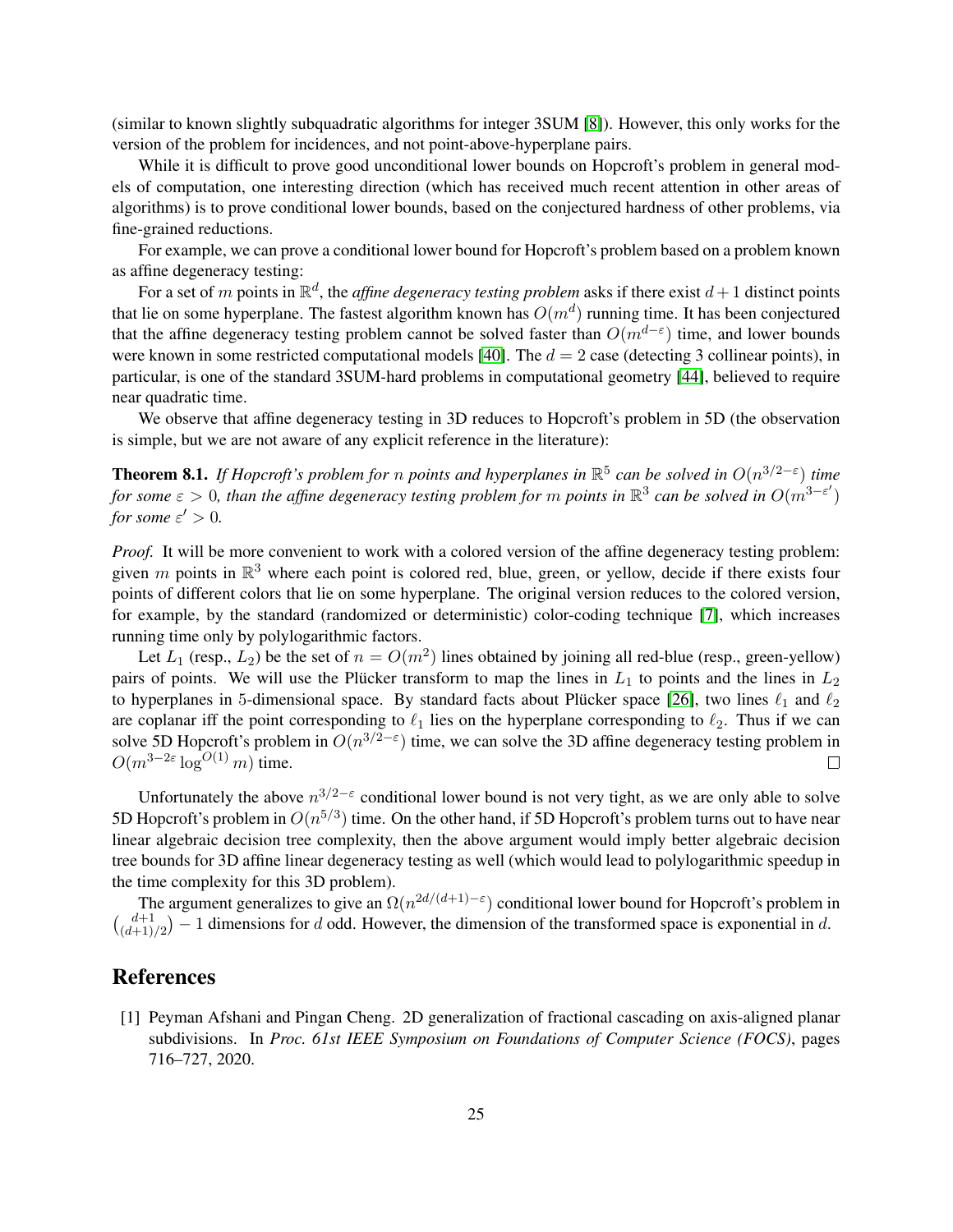(similar to known slightly subquadratic algorithms for integer 3SUM [8]). However, this only works for the version of the problem for incidences, and not point-above-hyperplane pairs.

While it is difficult to prove good unconditional lower bounds on Hopcroft's problem in general models of computation, one interesting direction (which has received much recent attention in other areas of algorithms) is to prove conditional lower bounds, based on the conjectured hardness of other problems, via fine-grained reductions.

For example, we can prove a conditional lower bound for Hopcroft's problem based on a problem known as affine degeneracy testing:

For a set of $m$ points in $\mathbb{R}^d$, the *affine degeneracy testing problem* asks if there exist $d+1$ distinct points that lie on some hyperplane. The fastest algorithm known has $O(m^d)$ running time. It has been conjectured that the affine degeneracy testing problem cannot be solved faster than $O(m^{d-\varepsilon})$ time, and lower bounds were known in some restricted computational models [40]. The $d=2$ case (detecting 3 collinear points), in particular, is one of the standard 3SUM-hard problems in computational geometry [44], believed to require near quadratic time.

We observe that affine degeneracy testing in 3D reduces to Hopcroft's problem in 5D (the observation is simple, but we are not aware of any explicit reference in the literature):

**Theorem 8.1.** *If Hopcroft's problem for $n$ points and hyperplanes in $\mathbb{R}^5$ can be solved in $O(n^{3/2-\varepsilon})$ time for some $\varepsilon > 0$, than the affine degeneracy testing problem for $m$ points in $\mathbb{R}^3$ can be solved in $O(m^{3-\varepsilon'})$ for some $\varepsilon' > 0$.*

*Proof.* It will be more convenient to work with a colored version of the affine degeneracy testing problem: given $m$ points in $\mathbb{R}^3$ where each point is colored red, blue, green, or yellow, decide if there exists four points of different colors that lie on some hyperplane. The original version reduces to the colored version, for example, by the standard (randomized or deterministic) color-coding technique [7], which increases running time only by polylogarithmic factors.

Let $L_1$ (resp., $L_2$) be the set of $n = O(m^2)$ lines obtained by joining all red-blue (resp., green-yellow) pairs of points. We will use the Plücker transform to map the lines in $L_1$ to points and the lines in $L_2$ to hyperplanes in 5-dimensional space. By standard facts about Plücker space [26], two lines $\ell_1$ and $\ell_2$ are coplanar iff the point corresponding to $\ell_1$ lies on the hyperplane corresponding to $\ell_2$. Thus if we can solve 5D Hopcroft's problem in $O(n^{3/2-\varepsilon})$ time, we can solve the 3D affine degeneracy testing problem in $O(m^{3-2\varepsilon} \log^{O(1)} m)$ time. $\square$

Unfortunately the above $n^{3/2-\varepsilon}$ conditional lower bound is not very tight, as we are only able to solve 5D Hopcroft's problem in $O(n^{5/3})$ time. On the other hand, if 5D Hopcroft's problem turns out to have near linear algebraic decision tree complexity, then the above argument would imply better algebraic decision tree bounds for 3D affine linear degeneracy testing as well (which would lead to polylogarithmic speedup in the time complexity for this 3D problem).

The argument generalizes to give an $\Omega(n^{2d/(d+1)-\varepsilon})$ conditional lower bound for Hopcroft's problem in $\binom{d+1}{(d+1)/2} - 1$ dimensions for $d$ odd. However, the dimension of the transformed space is exponential in $d$.

# References

[1] Peyman Afshani and Pingan Cheng. 2D generalization of fractional cascading on axis-aligned planar subdivisions. In *Proc. 61st IEEE Symposium on Foundations of Computer Science (FOCS)*, pages 716–727, 2020.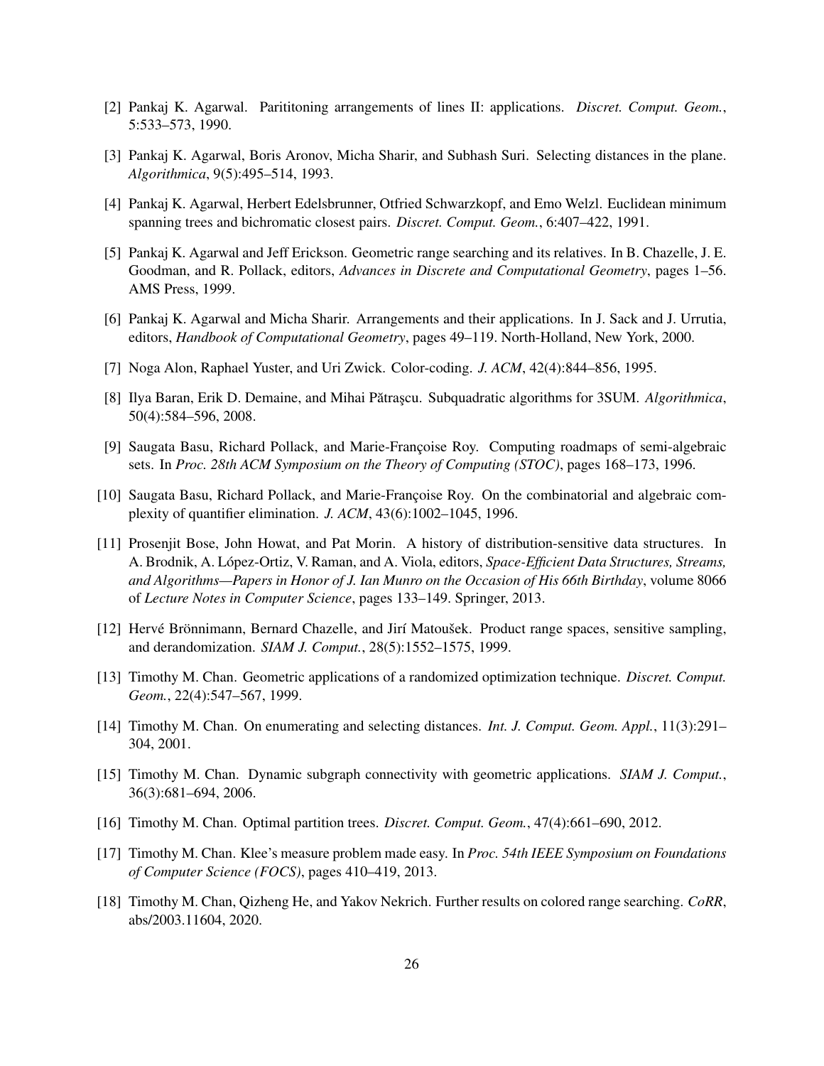[2] Pankaj K. Agarwal. Parititoning arrangements of lines II: applications. *Discret. Comput. Geom.*, 5:533–573, 1990.

[3] Pankaj K. Agarwal, Boris Aronov, Micha Sharir, and Subhash Suri. Selecting distances in the plane. *Algorithmica*, 9(5):495–514, 1993.

[4] Pankaj K. Agarwal, Herbert Edelsbrunner, Otfried Schwarzkopf, and Emo Welzl. Euclidean minimum spanning trees and bichromatic closest pairs. *Discret. Comput. Geom.*, 6:407–422, 1991.

[5] Pankaj K. Agarwal and Jeff Erickson. Geometric range searching and its relatives. In B. Chazelle, J. E. Goodman, and R. Pollack, editors, *Advances in Discrete and Computational Geometry*, pages 1–56. AMS Press, 1999.

[6] Pankaj K. Agarwal and Micha Sharir. Arrangements and their applications. In J. Sack and J. Urrutia, editors, *Handbook of Computational Geometry*, pages 49–119. North-Holland, New York, 2000.

[7] Noga Alon, Raphael Yuster, and Uri Zwick. Color-coding. *J. ACM*, 42(4):844–856, 1995.

[8] Ilya Baran, Erik D. Demaine, and Mihai Pătraşcu. Subquadratic algorithms for 3SUM. *Algorithmica*, 50(4):584–596, 2008.

[9] Saugata Basu, Richard Pollack, and Marie-Françoise Roy. Computing roadmaps of semi-algebraic sets. In *Proc. 28th ACM Symposium on the Theory of Computing (STOC)*, pages 168–173, 1996.

[10] Saugata Basu, Richard Pollack, and Marie-Françoise Roy. On the combinatorial and algebraic complexity of quantifier elimination. *J. ACM*, 43(6):1002–1045, 1996.

[11] Prosenjit Bose, John Howat, and Pat Morin. A history of distribution-sensitive data structures. In A. Brodnik, A. López-Ortiz, V. Raman, and A. Viola, editors, *Space-Efficient Data Structures, Streams, and Algorithms—Papers in Honor of J. Ian Munro on the Occasion of His 66th Birthday*, volume 8066 of *Lecture Notes in Computer Science*, pages 133–149. Springer, 2013.

[12] Hervé Brönnimann, Bernard Chazelle, and Jirí Matoušek. Product range spaces, sensitive sampling, and derandomization. *SIAM J. Comput.*, 28(5):1552–1575, 1999.

[13] Timothy M. Chan. Geometric applications of a randomized optimization technique. *Discret. Comput. Geom.*, 22(4):547–567, 1999.

[14] Timothy M. Chan. On enumerating and selecting distances. *Int. J. Comput. Geom. Appl.*, 11(3):291–304, 2001.

[15] Timothy M. Chan. Dynamic subgraph connectivity with geometric applications. *SIAM J. Comput.*, 36(3):681–694, 2006.

[16] Timothy M. Chan. Optimal partition trees. *Discret. Comput. Geom.*, 47(4):661–690, 2012.

[17] Timothy M. Chan. Klee's measure problem made easy. In *Proc. 54th IEEE Symposium on Foundations of Computer Science (FOCS)*, pages 410–419, 2013.

[18] Timothy M. Chan, Qizheng He, and Yakov Nekrich. Further results on colored range searching. *CoRR*, abs/2003.11604, 2020.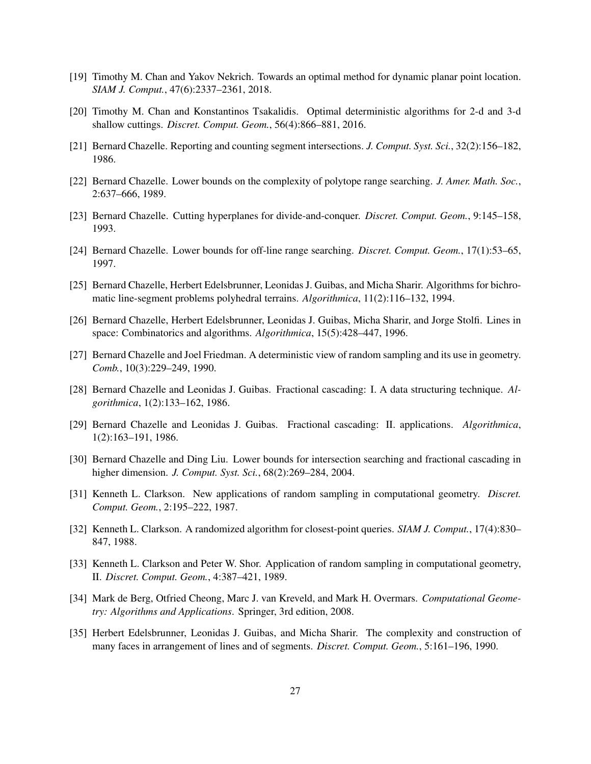[19] Timothy M. Chan and Yakov Nekrich. Towards an optimal method for dynamic planar point location. *SIAM J. Comput.*, 47(6):2337–2361, 2018.

[20] Timothy M. Chan and Konstantinos Tsakalidis. Optimal deterministic algorithms for 2-d and 3-d shallow cuttings. *Discret. Comput. Geom.*, 56(4):866–881, 2016.

[21] Bernard Chazelle. Reporting and counting segment intersections. *J. Comput. Syst. Sci.*, 32(2):156–182, 1986.

[22] Bernard Chazelle. Lower bounds on the complexity of polytope range searching. *J. Amer. Math. Soc.*, 2:637–666, 1989.

[23] Bernard Chazelle. Cutting hyperplanes for divide-and-conquer. *Discret. Comput. Geom.*, 9:145–158, 1993.

[24] Bernard Chazelle. Lower bounds for off-line range searching. *Discret. Comput. Geom.*, 17(1):53–65, 1997.

[25] Bernard Chazelle, Herbert Edelsbrunner, Leonidas J. Guibas, and Micha Sharir. Algorithms for bichromatic line-segment problems polyhedral terrains. *Algorithmica*, 11(2):116–132, 1994.

[26] Bernard Chazelle, Herbert Edelsbrunner, Leonidas J. Guibas, Micha Sharir, and Jorge Stolfi. Lines in space: Combinatorics and algorithms. *Algorithmica*, 15(5):428–447, 1996.

[27] Bernard Chazelle and Joel Friedman. A deterministic view of random sampling and its use in geometry. *Comb.*, 10(3):229–249, 1990.

[28] Bernard Chazelle and Leonidas J. Guibas. Fractional cascading: I. A data structuring technique. *Algorithmica*, 1(2):133–162, 1986.

[29] Bernard Chazelle and Leonidas J. Guibas. Fractional cascading: II. applications. *Algorithmica*, 1(2):163–191, 1986.

[30] Bernard Chazelle and Ding Liu. Lower bounds for intersection searching and fractional cascading in higher dimension. *J. Comput. Syst. Sci.*, 68(2):269–284, 2004.

[31] Kenneth L. Clarkson. New applications of random sampling in computational geometry. *Discret. Comput. Geom.*, 2:195–222, 1987.

[32] Kenneth L. Clarkson. A randomized algorithm for closest-point queries. *SIAM J. Comput.*, 17(4):830–847, 1988.

[33] Kenneth L. Clarkson and Peter W. Shor. Application of random sampling in computational geometry, II. *Discret. Comput. Geom.*, 4:387–421, 1989.

[34] Mark de Berg, Otfried Cheong, Marc J. van Kreveld, and Mark H. Overmars. *Computational Geometry: Algorithms and Applications*. Springer, 3rd edition, 2008.

[35] Herbert Edelsbrunner, Leonidas J. Guibas, and Micha Sharir. The complexity and construction of many faces in arrangement of lines and of segments. *Discret. Comput. Geom.*, 5:161–196, 1990.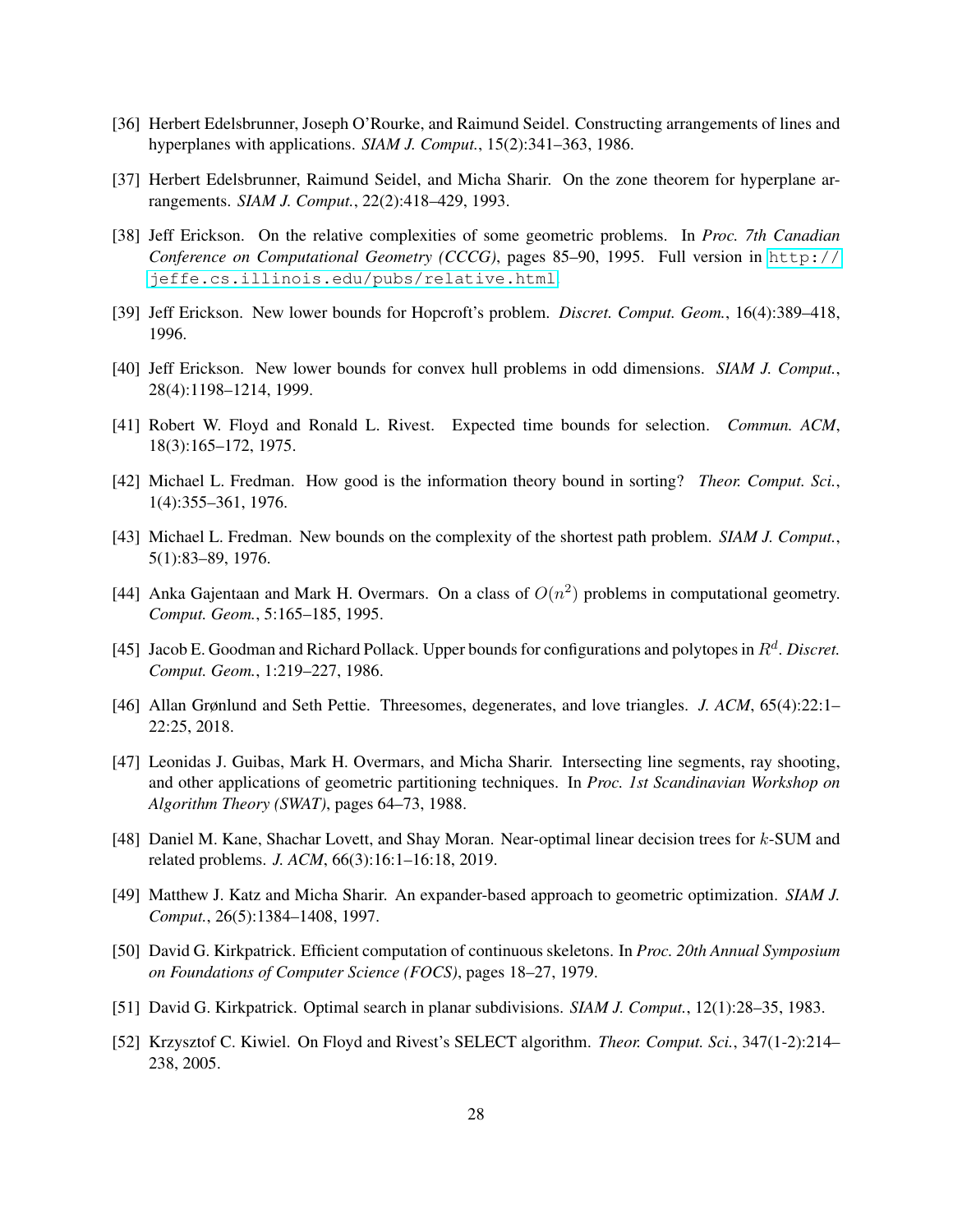[36] Herbert Edelsbrunner, Joseph O'Rourke, and Raimund Seidel. Constructing arrangements of lines and hyperplanes with applications. *SIAM J. Comput.*, 15(2):341–363, 1986.

[37] Herbert Edelsbrunner, Raimund Seidel, and Micha Sharir. On the zone theorem for hyperplane arrangements. *SIAM J. Comput.*, 22(2):418–429, 1993.

[38] Jeff Erickson. On the relative complexities of some geometric problems. In *Proc. 7th Canadian Conference on Computational Geometry (CCCG)*, pages 85–90, 1995. Full version in http://jeffe.cs.illinois.edu/pubs/relative.html.

[39] Jeff Erickson. New lower bounds for Hopcroft's problem. *Discret. Comput. Geom.*, 16(4):389–418, 1996.

[40] Jeff Erickson. New lower bounds for convex hull problems in odd dimensions. *SIAM J. Comput.*, 28(4):1198–1214, 1999.

[41] Robert W. Floyd and Ronald L. Rivest. Expected time bounds for selection. *Commun. ACM*, 18(3):165–172, 1975.

[42] Michael L. Fredman. How good is the information theory bound in sorting? *Theor. Comput. Sci.*, 1(4):355–361, 1976.

[43] Michael L. Fredman. New bounds on the complexity of the shortest path problem. *SIAM J. Comput.*, 5(1):83–89, 1976.

[44] Anka Gajentaan and Mark H. Overmars. On a class of $O(n^2)$ problems in computational geometry. *Comput. Geom.*, 5:165–185, 1995.

[45] Jacob E. Goodman and Richard Pollack. Upper bounds for configurations and polytopes in $R^d$. *Discret. Comput. Geom.*, 1:219–227, 1986.

[46] Allan Grønlund and Seth Pettie. Threesomes, degenerates, and love triangles. *J. ACM*, 65(4):22:1–22:25, 2018.

[47] Leonidas J. Guibas, Mark H. Overmars, and Micha Sharir. Intersecting line segments, ray shooting, and other applications of geometric partitioning techniques. In *Proc. 1st Scandinavian Workshop on Algorithm Theory (SWAT)*, pages 64–73, 1988.

[48] Daniel M. Kane, Shachar Lovett, and Shay Moran. Near-optimal linear decision trees for $k$-SUM and related problems. *J. ACM*, 66(3):16:1–16:18, 2019.

[49] Matthew J. Katz and Micha Sharir. An expander-based approach to geometric optimization. *SIAM J. Comput.*, 26(5):1384–1408, 1997.

[50] David G. Kirkpatrick. Efficient computation of continuous skeletons. In *Proc. 20th Annual Symposium on Foundations of Computer Science (FOCS)*, pages 18–27, 1979.

[51] David G. Kirkpatrick. Optimal search in planar subdivisions. *SIAM J. Comput.*, 12(1):28–35, 1983.

[52] Krzysztof C. Kiwiel. On Floyd and Rivest's SELECT algorithm. *Theor. Comput. Sci.*, 347(1-2):214–238, 2005.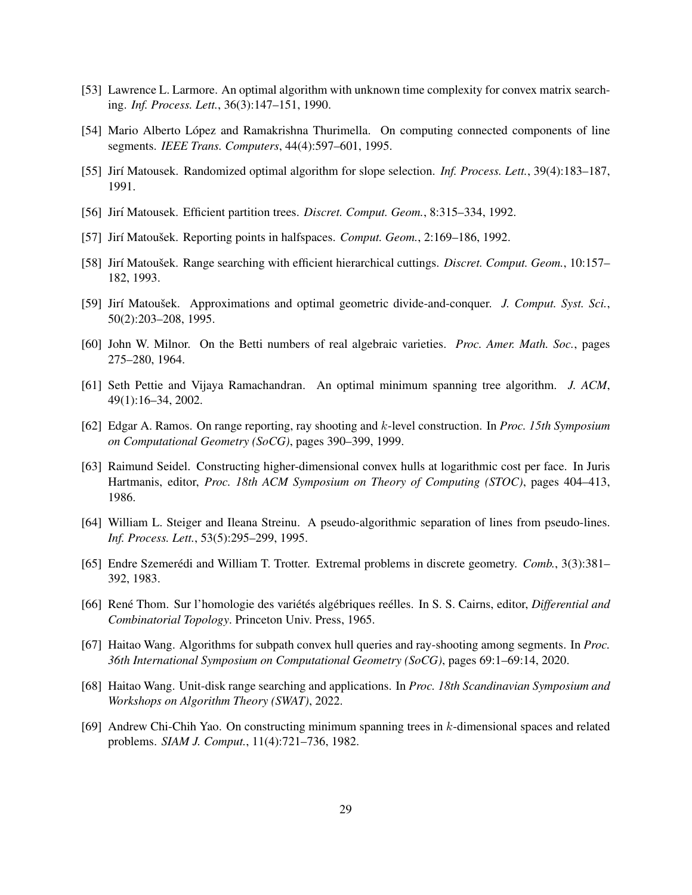[53] Lawrence L. Larmore. An optimal algorithm with unknown time complexity for convex matrix searching. *Inf. Process. Lett.*, 36(3):147–151, 1990.

[54] Mario Alberto López and Ramakrishna Thurimella. On computing connected components of line segments. *IEEE Trans. Computers*, 44(4):597–601, 1995.

[55] Jirí Matousek. Randomized optimal algorithm for slope selection. *Inf. Process. Lett.*, 39(4):183–187, 1991.

[56] Jirí Matousek. Efficient partition trees. *Discret. Comput. Geom.*, 8:315–334, 1992.

[57] Jirí Matoušek. Reporting points in halfspaces. *Comput. Geom.*, 2:169–186, 1992.

[58] Jirí Matoušek. Range searching with efficient hierarchical cuttings. *Discret. Comput. Geom.*, 10:157–182, 1993.

[59] Jirí Matoušek. Approximations and optimal geometric divide-and-conquer. *J. Comput. Syst. Sci.*, 50(2):203–208, 1995.

[60] John W. Milnor. On the Betti numbers of real algebraic varieties. *Proc. Amer. Math. Soc.*, pages 275–280, 1964.

[61] Seth Pettie and Vijaya Ramachandran. An optimal minimum spanning tree algorithm. *J. ACM*, 49(1):16–34, 2002.

[62] Edgar A. Ramos. On range reporting, ray shooting and $k$-level construction. In *Proc. 15th Symposium on Computational Geometry (SoCG)*, pages 390–399, 1999.

[63] Raimund Seidel. Constructing higher-dimensional convex hulls at logarithmic cost per face. In Juris Hartmanis, editor, *Proc. 18th ACM Symposium on Theory of Computing (STOC)*, pages 404–413, 1986.

[64] William L. Steiger and Ileana Streinu. A pseudo-algorithmic separation of lines from pseudo-lines. *Inf. Process. Lett.*, 53(5):295–299, 1995.

[65] Endre Szemerédi and William T. Trotter. Extremal problems in discrete geometry. *Comb.*, 3(3):381–392, 1983.

[66] René Thom. Sur l'homologie des variétés algébriques reélles. In S. S. Cairns, editor, *Differential and Combinatorial Topology*. Princeton Univ. Press, 1965.

[67] Haitao Wang. Algorithms for subpath convex hull queries and ray-shooting among segments. In *Proc. 36th International Symposium on Computational Geometry (SoCG)*, pages 69:1–69:14, 2020.

[68] Haitao Wang. Unit-disk range searching and applications. In *Proc. 18th Scandinavian Symposium and Workshops on Algorithm Theory (SWAT)*, 2022.

[69] Andrew Chi-Chih Yao. On constructing minimum spanning trees in $k$-dimensional spaces and related problems. *SIAM J. Comput.*, 11(4):721–736, 1982.